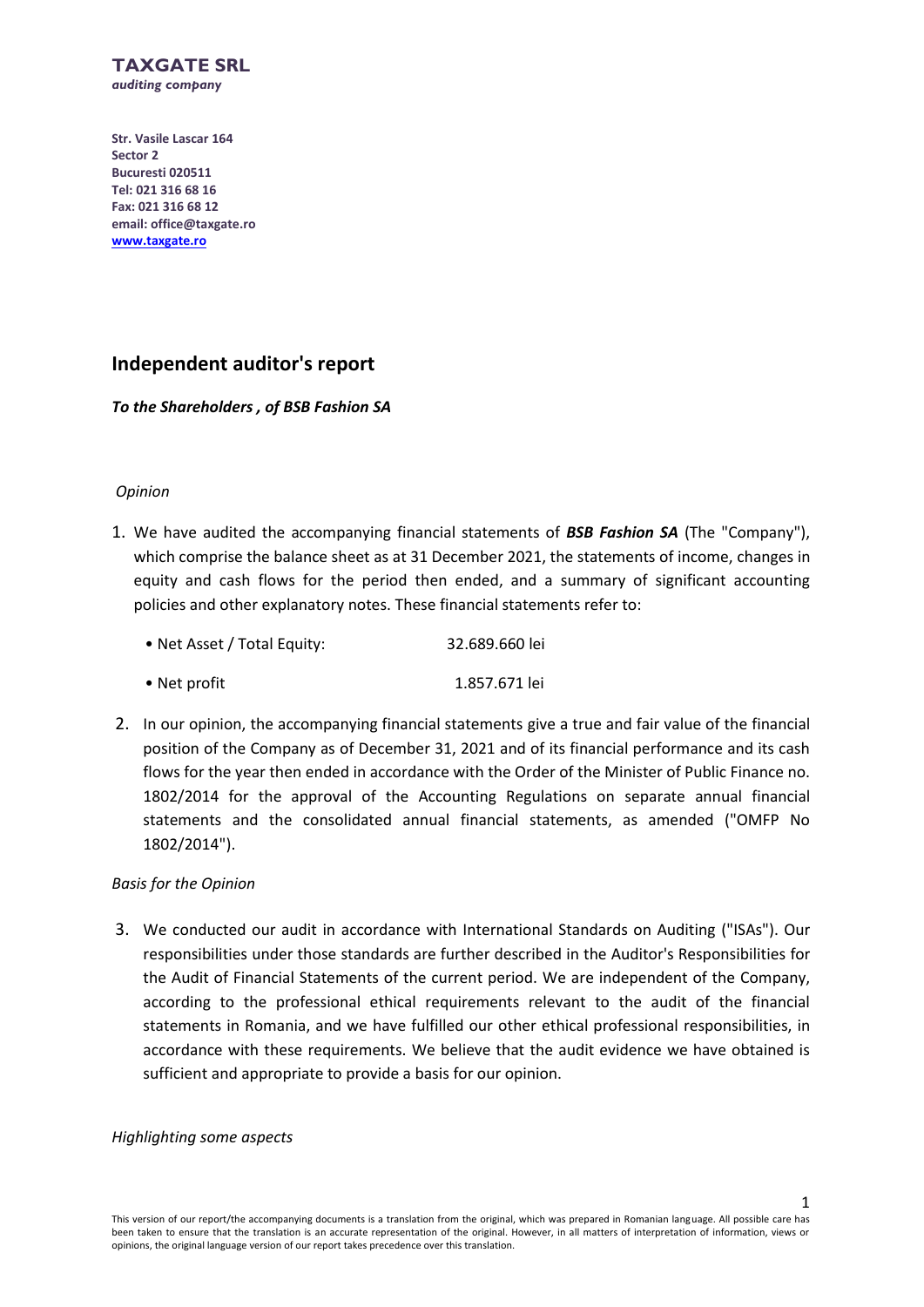**TAXGATE SRL**
*auditing company*

**Str. Vasile Lascar 164**
**Sector 2**
**Bucuresti 020511**
**Tel: 021 316 68 16**
**Fax: 021 316 68 12**
**email: office@taxgate.ro**
**www.taxgate.ro**

## Independent auditor's report

***To the Shareholders , of BSB Fashion SA***

*Opinion*

1. We have audited the accompanying financial statements of ***BSB Fashion SA*** (The "Company"), which comprise the balance sheet as at 31 December 2021, the statements of income, changes in equity and cash flows for the period then ended, and a summary of significant accounting policies and other explanatory notes. These financial statements refer to:

   - Net Asset / Total Equity: 32.689.660 lei
   - Net profit 1.857.671 lei

2. In our opinion, the accompanying financial statements give a true and fair value of the financial position of the Company as of December 31, 2021 and of its financial performance and its cash flows for the year then ended in accordance with the Order of the Minister of Public Finance no. 1802/2014 for the approval of the Accounting Regulations on separate annual financial statements and the consolidated annual financial statements, as amended ("OMFP No 1802/2014").

*Basis for the Opinion*

3. We conducted our audit in accordance with International Standards on Auditing ("ISAs"). Our responsibilities under those standards are further described in the Auditor's Responsibilities for the Audit of Financial Statements of the current period. We are independent of the Company, according to the professional ethical requirements relevant to the audit of the financial statements in Romania, and we have fulfilled our other ethical professional responsibilities, in accordance with these requirements. We believe that the audit evidence we have obtained is sufficient and appropriate to provide a basis for our opinion.

*Highlighting some aspects*

This version of our report/the accompanying documents is a translation from the original, which was prepared in Romanian language. All possible care has been taken to ensure that the translation is an accurate representation of the original. However, in all matters of interpretation of information, views or opinions, the original language version of our report takes precedence over this translation.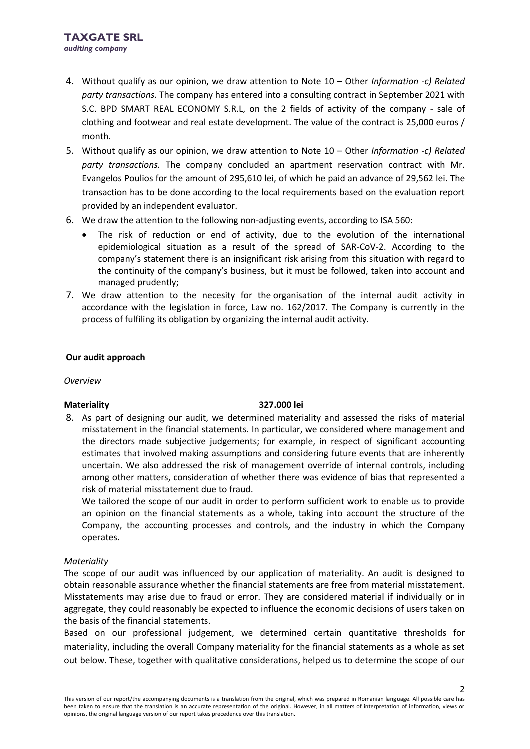4. Without qualify as our opinion, we draw attention to Note 10 – Other *Information -c) Related party transactions.* The company has entered into a consulting contract in September 2021 with S.C. BPD SMART REAL ECONOMY S.R.L, on the 2 fields of activity of the company - sale of clothing and footwear and real estate development. The value of the contract is 25,000 euros / month.
5. Without qualify as our opinion, we draw attention to Note 10 – Other *Information -c) Related party transactions.* The company concluded an apartment reservation contract with Mr. Evangelos Poulios for the amount of 295,610 lei, of which he paid an advance of 29,562 lei. The transaction has to be done according to the local requirements based on the evaluation report provided by an independent evaluator.
6. We draw the attention to the following non-adjusting events, according to ISA 560:
   - The risk of reduction or end of activity, due to the evolution of the international epidemiological situation as a result of the spread of SAR-CoV-2. According to the company's statement there is an insignificant risk arising from this situation with regard to the continuity of the company's business, but it must be followed, taken into account and managed prudently;
7. We draw attention to the necesity for the organisation of the internal audit activity in accordance with the legislation in force, Law no. 162/2017. The Company is currently in the process of fulfiling its obligation by organizing the internal audit activity.

**Our audit approach**

*Overview*

**Materiality** **327.000 lei**

8. As part of designing our audit, we determined materiality and assessed the risks of material misstatement in the financial statements. In particular, we considered where management and the directors made subjective judgements; for example, in respect of significant accounting estimates that involved making assumptions and considering future events that are inherently uncertain. We also addressed the risk of management override of internal controls, including among other matters, consideration of whether there was evidence of bias that represented a risk of material misstatement due to fraud.

   We tailored the scope of our audit in order to perform sufficient work to enable us to provide an opinion on the financial statements as a whole, taking into account the structure of the Company, the accounting processes and controls, and the industry in which the Company operates.

*Materiality*

The scope of our audit was influenced by our application of materiality. An audit is designed to obtain reasonable assurance whether the financial statements are free from material misstatement. Misstatements may arise due to fraud or error. They are considered material if individually or in aggregate, they could reasonably be expected to influence the economic decisions of users taken on the basis of the financial statements.

Based on our professional judgement, we determined certain quantitative thresholds for materiality, including the overall Company materiality for the financial statements as a whole as set out below. These, together with qualitative considerations, helped us to determine the scope of our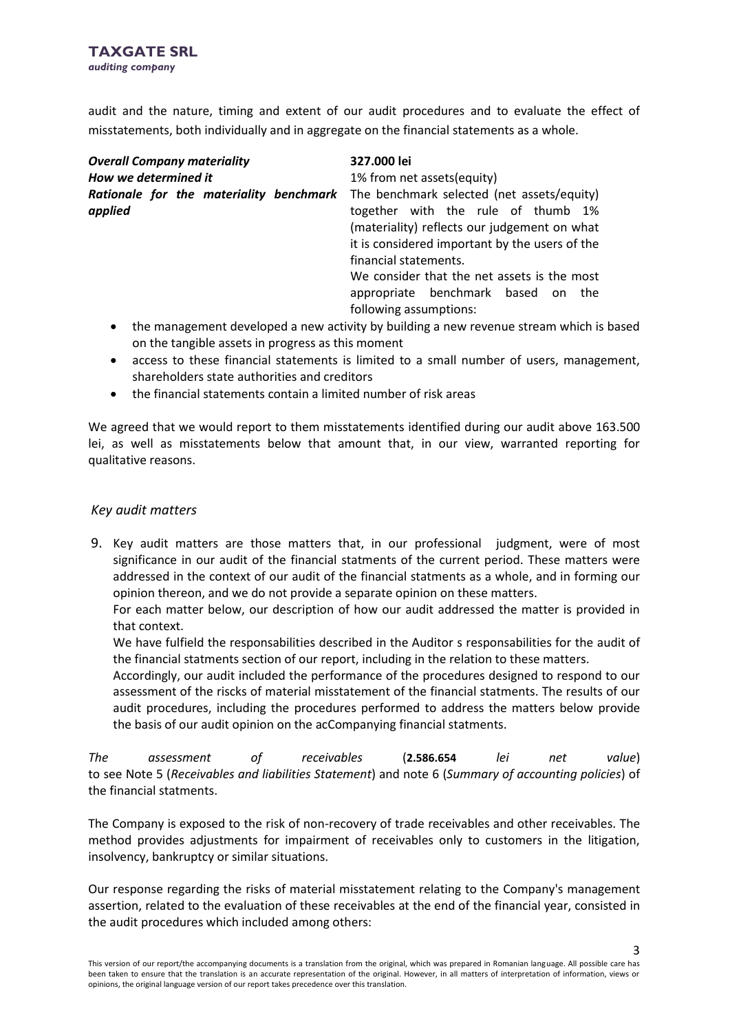audit and the nature, timing and extent of our audit procedures and to evaluate the effect of misstatements, both individually and in aggregate on the financial statements as a whole.

| | |
|---|---|
| ***Overall Company materiality*** | **327.000 lei** |
| ***How we determined it*** | 1% from net assets(equity) |
| ***Rationale for the materiality benchmark applied*** | The benchmark selected (net assets/equity) together with the rule of thumb 1% (materiality) reflects our judgement on what it is considered important by the users of the financial statements. We consider that the net assets is the most appropriate benchmark based on the following assumptions: |

- the management developed a new activity by building a new revenue stream which is based on the tangible assets in progress as this moment
- access to these financial statements is limited to a small number of users, management, shareholders state authorities and creditors
- the financial statements contain a limited number of risk areas

We agreed that we would report to them misstatements identified during our audit above 163.500 lei, as well as misstatements below that amount that, in our view, warranted reporting for qualitative reasons.

### *Key audit matters*

9. Key audit matters are those matters that, in our professional judgment, were of most significance in our audit of the financial statments of the current period. These matters were addressed in the context of our audit of the financial statments as a whole, and in forming our opinion thereon, and we do not provide a separate opinion on these matters.

   For each matter below, our description of how our audit addressed the matter is provided in that context.

   We have fulfield the responsabilities described in the Auditor s responsabilities for the audit of the financial statments section of our report, including in the relation to these matters.

   Accordingly, our audit included the performance of the procedures designed to respond to our assessment of the riscks of material misstatement of the financial statments. The results of our audit procedures, including the procedures performed to address the matters below provide the basis of our audit opinion on the acCompanying financial statments.

*The assessment of receivables* (**2.586.654** *lei net value*) to see Note 5 (*Receivables and liabilities Statement*) and note 6 (*Summary of accounting policies*) of the financial statments.

The Company is exposed to the risk of non-recovery of trade receivables and other receivables. The method provides adjustments for impairment of receivables only to customers in the litigation, insolvency, bankruptcy or similar situations.

Our response regarding the risks of material misstatement relating to the Company's management assertion, related to the evaluation of these receivables at the end of the financial year, consisted in the audit procedures which included among others:

This version of our report/the accompanying documents is a translation from the original, which was prepared in Romanian language. All possible care has been taken to ensure that the translation is an accurate representation of the original. However, in all matters of interpretation of information, views or opinions, the original language version of our report takes precedence over this translation.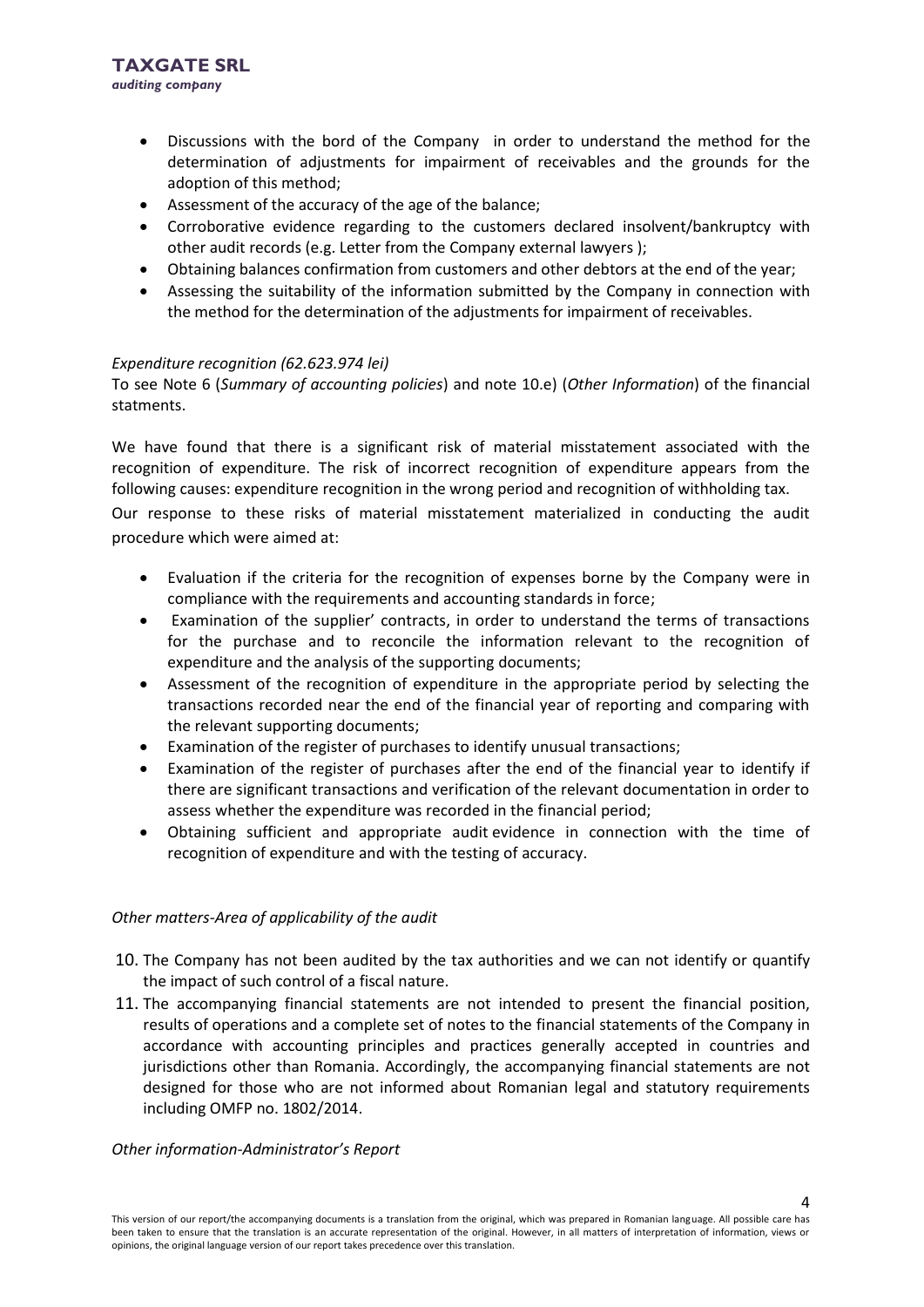- Discussions with the bord of the Company in order to understand the method for the determination of adjustments for impairment of receivables and the grounds for the adoption of this method;
- Assessment of the accuracy of the age of the balance;
- Corroborative evidence regarding to the customers declared insolvent/bankruptcy with other audit records (e.g. Letter from the Company external lawyers );
- Obtaining balances confirmation from customers and other debtors at the end of the year;
- Assessing the suitability of the information submitted by the Company in connection with the method for the determination of the adjustments for impairment of receivables.

*Expenditure recognition (62.623.974 lei)*

To see Note 6 (*Summary of accounting policies*) and note 10.e) (*Other Information*) of the financial statments.

We have found that there is a significant risk of material misstatement associated with the recognition of expenditure. The risk of incorrect recognition of expenditure appears from the following causes: expenditure recognition in the wrong period and recognition of withholding tax.

Our response to these risks of material misstatement materialized in conducting the audit procedure which were aimed at:

- Evaluation if the criteria for the recognition of expenses borne by the Company were in compliance with the requirements and accounting standards in force;
- Examination of the supplier' contracts, in order to understand the terms of transactions for the purchase and to reconcile the information relevant to the recognition of expenditure and the analysis of the supporting documents;
- Assessment of the recognition of expenditure in the appropriate period by selecting the transactions recorded near the end of the financial year of reporting and comparing with the relevant supporting documents;
- Examination of the register of purchases to identify unusual transactions;
- Examination of the register of purchases after the end of the financial year to identify if there are significant transactions and verification of the relevant documentation in order to assess whether the expenditure was recorded in the financial period;
- Obtaining sufficient and appropriate audit evidence in connection with the time of recognition of expenditure and with the testing of accuracy.

*Other matters-Area of applicability of the audit*

10. The Company has not been audited by the tax authorities and we can not identify or quantify the impact of such control of a fiscal nature.
11. The accompanying financial statements are not intended to present the financial position, results of operations and a complete set of notes to the financial statements of the Company in accordance with accounting principles and practices generally accepted in countries and jurisdictions other than Romania. Accordingly, the accompanying financial statements are not designed for those who are not informed about Romanian legal and statutory requirements including OMFP no. 1802/2014.

*Other information-Administrator's Report*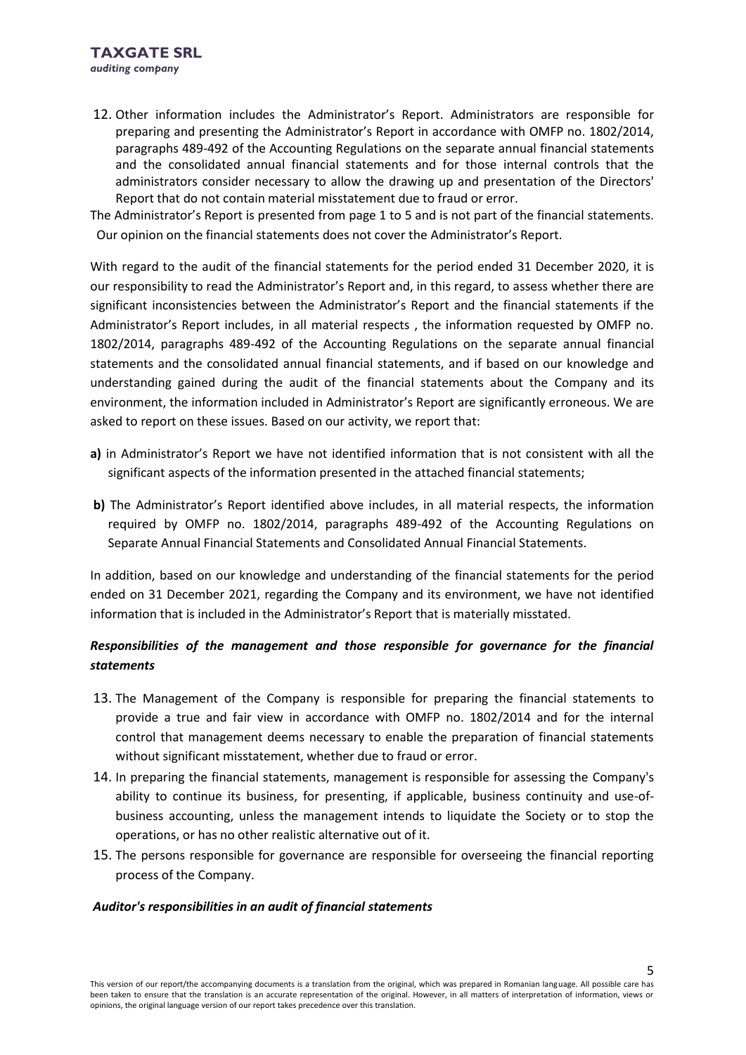12. Other information includes the Administrator's Report. Administrators are responsible for preparing and presenting the Administrator's Report in accordance with OMFP no. 1802/2014, paragraphs 489-492 of the Accounting Regulations on the separate annual financial statements and the consolidated annual financial statements and for those internal controls that the administrators consider necessary to allow the drawing up and presentation of the Directors' Report that do not contain material misstatement due to fraud or error.

The Administrator's Report is presented from page 1 to 5 and is not part of the financial statements. Our opinion on the financial statements does not cover the Administrator's Report.

With regard to the audit of the financial statements for the period ended 31 December 2020, it is our responsibility to read the Administrator's Report and, in this regard, to assess whether there are significant inconsistencies between the Administrator's Report and the financial statements if the Administrator's Report includes, in all material respects , the information requested by OMFP no. 1802/2014, paragraphs 489-492 of the Accounting Regulations on the separate annual financial statements and the consolidated annual financial statements, and if based on our knowledge and understanding gained during the audit of the financial statements about the Company and its environment, the information included in Administrator's Report are significantly erroneous. We are asked to report on these issues. Based on our activity, we report that:

**a)** in Administrator's Report we have not identified information that is not consistent with all the significant aspects of the information presented in the attached financial statements;

**b)** The Administrator's Report identified above includes, in all material respects, the information required by OMFP no. 1802/2014, paragraphs 489-492 of the Accounting Regulations on Separate Annual Financial Statements and Consolidated Annual Financial Statements.

In addition, based on our knowledge and understanding of the financial statements for the period ended on 31 December 2021, regarding the Company and its environment, we have not identified information that is included in the Administrator's Report that is materially misstated.

### *Responsibilities of the management and those responsible for governance for the financial statements*

13. The Management of the Company is responsible for preparing the financial statements to provide a true and fair view in accordance with OMFP no. 1802/2014 and for the internal control that management deems necessary to enable the preparation of financial statements without significant misstatement, whether due to fraud or error.
14. In preparing the financial statements, management is responsible for assessing the Company's ability to continue its business, for presenting, if applicable, business continuity and use-of-business accounting, unless the management intends to liquidate the Society or to stop the operations, or has no other realistic alternative out of it.
15. The persons responsible for governance are responsible for overseeing the financial reporting process of the Company.

### *Auditor's responsibilities in an audit of financial statements*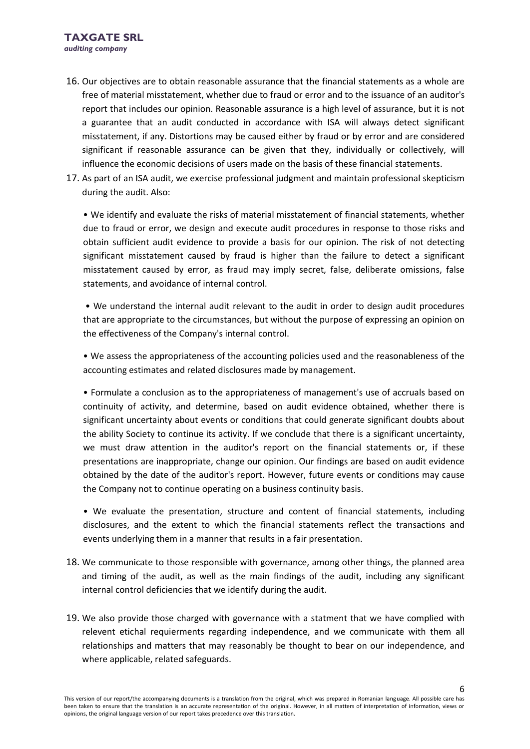16. Our objectives are to obtain reasonable assurance that the financial statements as a whole are free of material misstatement, whether due to fraud or error and to the issuance of an auditor's report that includes our opinion. Reasonable assurance is a high level of assurance, but it is not a guarantee that an audit conducted in accordance with ISA will always detect significant misstatement, if any. Distortions may be caused either by fraud or by error and are considered significant if reasonable assurance can be given that they, individually or collectively, will influence the economic decisions of users made on the basis of these financial statements.

17. As part of an ISA audit, we exercise professional judgment and maintain professional skepticism during the audit. Also:

    • We identify and evaluate the risks of material misstatement of financial statements, whether due to fraud or error, we design and execute audit procedures in response to those risks and obtain sufficient audit evidence to provide a basis for our opinion. The risk of not detecting significant misstatement caused by fraud is higher than the failure to detect a significant misstatement caused by error, as fraud may imply secret, false, deliberate omissions, false statements, and avoidance of internal control.

    • We understand the internal audit relevant to the audit in order to design audit procedures that are appropriate to the circumstances, but without the purpose of expressing an opinion on the effectiveness of the Company's internal control.

    • We assess the appropriateness of the accounting policies used and the reasonableness of the accounting estimates and related disclosures made by management.

    • Formulate a conclusion as to the appropriateness of management's use of accruals based on continuity of activity, and determine, based on audit evidence obtained, whether there is significant uncertainty about events or conditions that could generate significant doubts about the ability Society to continue its activity. If we conclude that there is a significant uncertainty, we must draw attention in the auditor's report on the financial statements or, if these presentations are inappropriate, change our opinion. Our findings are based on audit evidence obtained by the date of the auditor's report. However, future events or conditions may cause the Company not to continue operating on a business continuity basis.

    • We evaluate the presentation, structure and content of financial statements, including disclosures, and the extent to which the financial statements reflect the transactions and events underlying them in a manner that results in a fair presentation.

18. We communicate to those responsible with governance, among other things, the planned area and timing of the audit, as well as the main findings of the audit, including any significant internal control deficiencies that we identify during the audit.

19. We also provide those charged with governance with a statment that we have complied with relevent etichal requierments regarding independence, and we communicate with them all relationships and matters that may reasonably be thought to bear on our independence, and where applicable, related safeguards.

This version of our report/the accompanying documents is a translation from the original, which was prepared in Romanian language. All possible care has been taken to ensure that the translation is an accurate representation of the original. However, in all matters of interpretation of information, views or opinions, the original language version of our report takes precedence over this translation.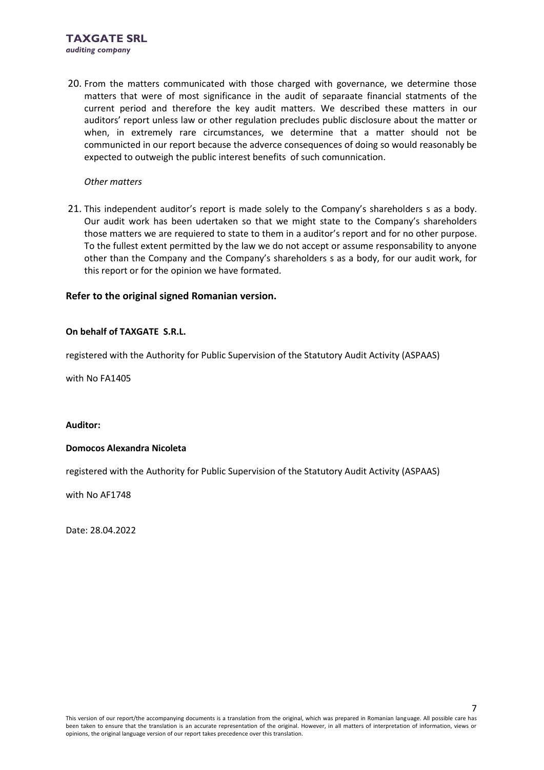20. From the matters communicated with those charged with governance, we determine those matters that were of most significance in the audit of separaate financial statments of the current period and therefore the key audit matters. We described these matters in our auditors' report unless law or other regulation precludes public disclosure about the matter or when, in extremely rare circumstances, we determine that a matter should not be communicted in our report because the adverce consequences of doing so would reasonably be expected to outweigh the public interest benefits of such comunnication.

*Other matters*

21. This independent auditor's report is made solely to the Company's shareholders s as a body. Our audit work has been udertaken so that we might state to the Company's shareholders those matters we are requiered to state to them in a auditor's report and for no other purpose. To the fullest extent permitted by the law we do not accept or assume responsability to anyone other than the Company and the Company's shareholders s as a body, for our audit work, for this report or for the opinion we have formated.

**Refer to the original signed Romanian version.**

**On behalf of TAXGATE S.R.L.**

registered with the Authority for Public Supervision of the Statutory Audit Activity (ASPAAS)

with No FA1405

**Auditor:**

**Domocos Alexandra Nicoleta**

registered with the Authority for Public Supervision of the Statutory Audit Activity (ASPAAS)

with No AF1748

Date: 28.04.2022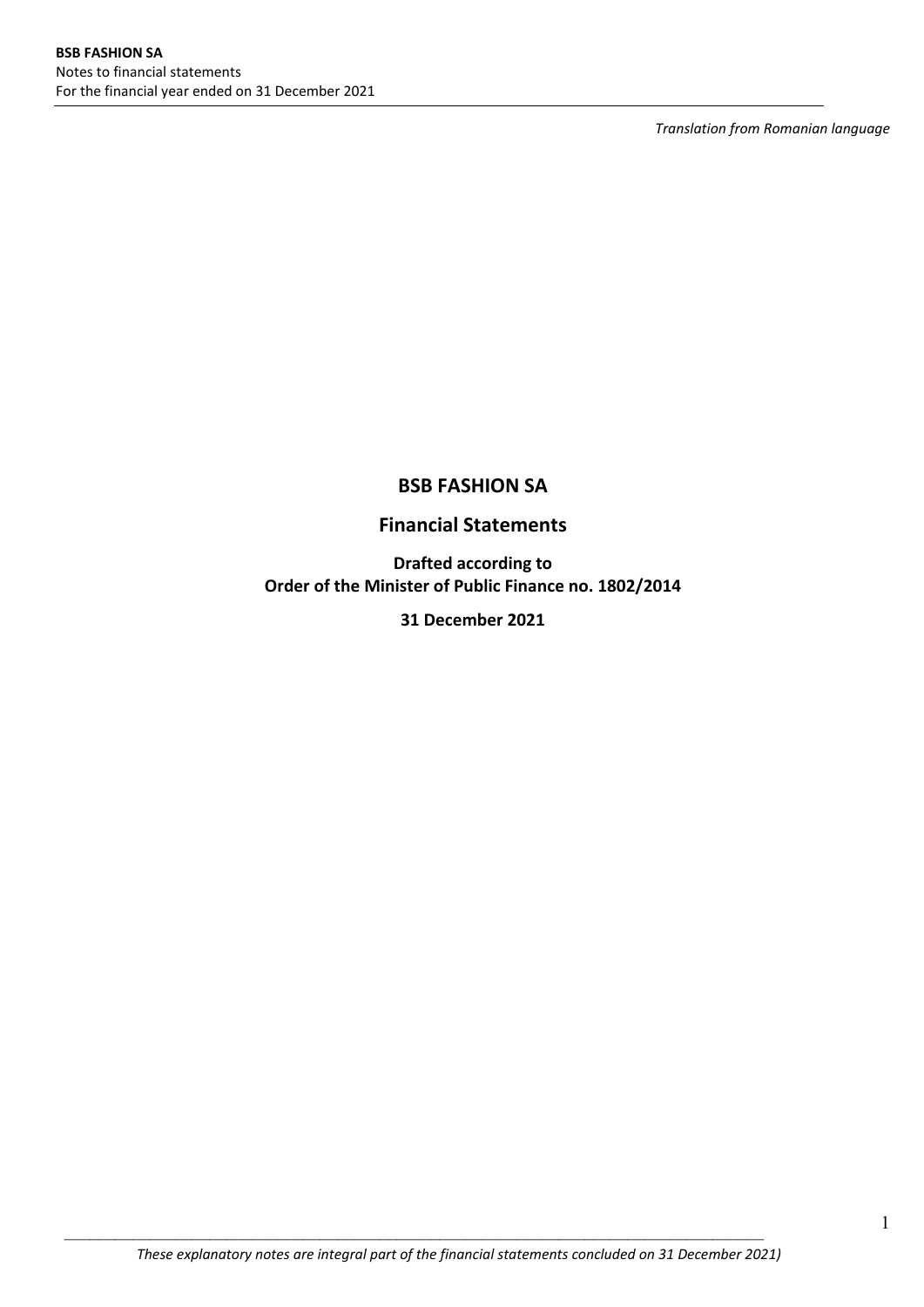*Translation from Romanian language*

# BSB FASHION SA

## Financial Statements

**Drafted according to**
**Order of the Minister of Public Finance no. 1802/2014**

**31 December 2021**

*These explanatory notes are integral part of the financial statements concluded on 31 December 2021)*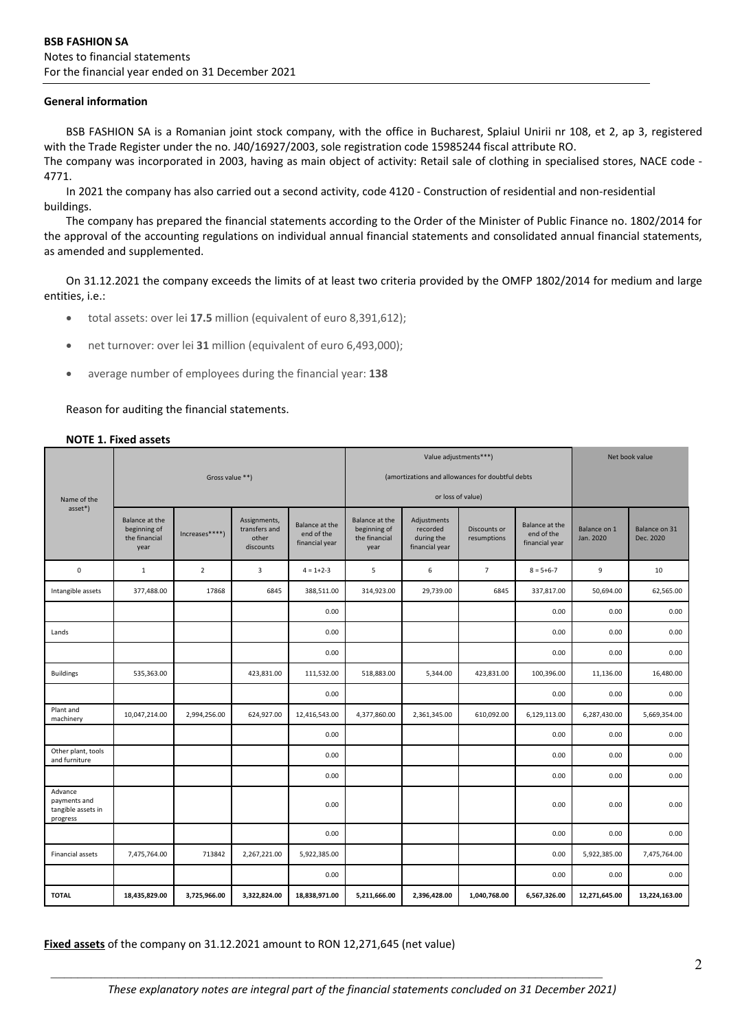**General information**

BSB FASHION SA is a Romanian joint stock company, with the office in Bucharest, Splaiul Unirii nr 108, et 2, ap 3, registered with the Trade Register under the no. J40/16927/2003, sole registration code 15985244 fiscal attribute RO.
The company was incorporated in 2003, having as main object of activity: Retail sale of clothing in specialised stores, NACE code - 4771.

In 2021 the company has also carried out a second activity, code 4120 - Construction of residential and non-residential buildings.

The company has prepared the financial statements according to the Order of the Minister of Public Finance no. 1802/2014 for the approval of the accounting regulations on individual annual financial statements and consolidated annual financial statements, as amended and supplemented.

On 31.12.2021 the company exceeds the limits of at least two criteria provided by the OMFP 1802/2014 for medium and large entities, i.e.:

- total assets: over lei **17.5** million (equivalent of euro 8,391,612);
- net turnover: over lei **31** million (equivalent of euro 6,493,000);
- average number of employees during the financial year: **138**

Reason for auditing the financial statements.

**NOTE 1. Fixed assets**

| Name of the asset*) | Gross value **) | | | | Value adjustments***) (amortizations and allowances for doubtful debts or loss of value) | | | | Net book value | |
|---|---|---|---|---|---|---|---|---|---|---|
| | Balance at the beginning of the financial year | Increases****) | Assignments, transfers and other discounts | Balance at the end of the financial year | Balance at the beginning of the financial year | Adjustments recorded during the financial year | Discounts or resumptions | Balance at the end of the financial year | Balance on 1 Jan. 2020 | Balance on 31 Dec. 2020 |
| 0 | 1 | 2 | 3 | 4 = 1+2-3 | 5 | 6 | 7 | 8 = 5+6-7 | 9 | 10 |
| Intangible assets | 377,488.00 | 17868 | 6845 | 388,511.00 | 314,923.00 | 29,739.00 | 6845 | 337,817.00 | 50,694.00 | 62,565.00 |
| | | | | 0.00 | | | | 0.00 | 0.00 | 0.00 |
| Lands | | | | 0.00 | | | | 0.00 | 0.00 | 0.00 |
| | | | | 0.00 | | | | 0.00 | 0.00 | 0.00 |
| Buildings | 535,363.00 | | 423,831.00 | 111,532.00 | 518,883.00 | 5,344.00 | 423,831.00 | 100,396.00 | 11,136.00 | 16,480.00 |
| | | | | 0.00 | | | | 0.00 | 0.00 | 0.00 |
| Plant and machinery | 10,047,214.00 | 2,994,256.00 | 624,927.00 | 12,416,543.00 | 4,377,860.00 | 2,361,345.00 | 610,092.00 | 6,129,113.00 | 6,287,430.00 | 5,669,354.00 |
| | | | | 0.00 | | | | 0.00 | 0.00 | 0.00 |
| Other plant, tools and furniture | | | | 0.00 | | | | 0.00 | 0.00 | 0.00 |
| | | | | 0.00 | | | | 0.00 | 0.00 | 0.00 |
| Advance payments and tangible assets in progress | | | | 0.00 | | | | 0.00 | 0.00 | 0.00 |
| | | | | 0.00 | | | | 0.00 | 0.00 | 0.00 |
| Financial assets | 7,475,764.00 | 713842 | 2,267,221.00 | 5,922,385.00 | | | | 0.00 | 5,922,385.00 | 7,475,764.00 |
| | | | | 0.00 | | | | 0.00 | 0.00 | 0.00 |
| **TOTAL** | **18,435,829.00** | **3,725,966.00** | **3,322,824.00** | **18,838,971.00** | **5,211,666.00** | **2,396,428.00** | **1,040,768.00** | **6,567,326.00** | **12,271,645.00** | **13,224,163.00** |

**Fixed assets** of the company on 31.12.2021 amount to RON 12,271,645 (net value)

*These explanatory notes are integral part of the financial statements concluded on 31 December 2021)*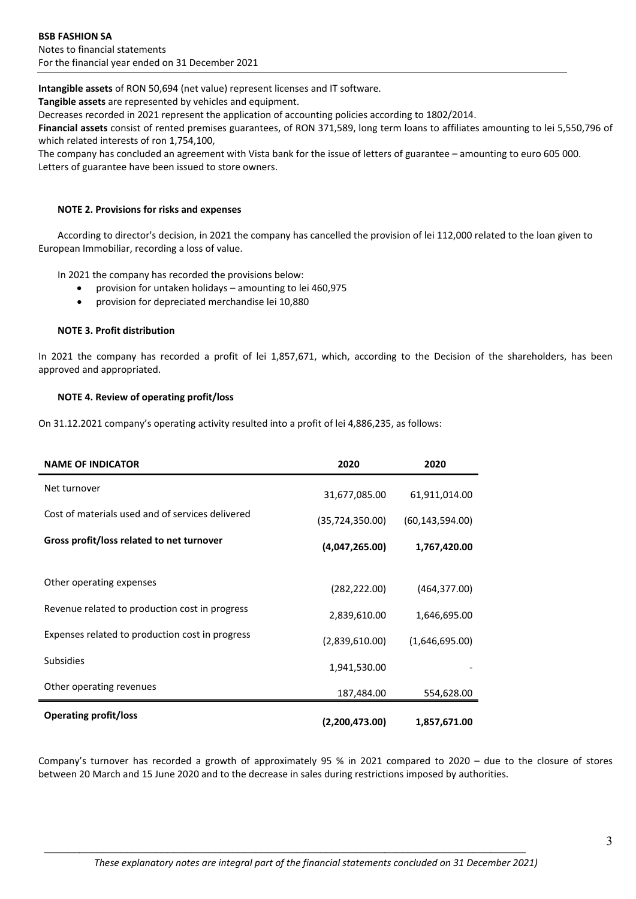**Intangible assets** of RON 50,694 (net value) represent licenses and IT software.

**Tangible assets** are represented by vehicles and equipment.

Decreases recorded in 2021 represent the application of accounting policies according to 1802/2014.

**Financial assets** consist of rented premises guarantees, of RON 371,589, long term loans to affiliates amounting to lei 5,550,796 of which related interests of ron 1,754,100,

The company has concluded an agreement with Vista bank for the issue of letters of guarantee – amounting to euro 605 000. Letters of guarantee have been issued to store owners.

### NOTE 2. Provisions for risks and expenses

According to director's decision, in 2021 the company has cancelled the provision of lei 112,000 related to the loan given to European Immobiliar, recording a loss of value.

In 2021 the company has recorded the provisions below:

- provision for untaken holidays – amounting to lei 460,975
- provision for depreciated merchandise lei 10,880

### NOTE 3. Profit distribution

In 2021 the company has recorded a profit of lei 1,857,671, which, according to the Decision of the shareholders, has been approved and appropriated.

### NOTE 4. Review of operating profit/loss

On 31.12.2021 company's operating activity resulted into a profit of lei 4,886,235, as follows:

| NAME OF INDICATOR | 2020 | 2020 |
|---|---|---|
| Net turnover | 31,677,085.00 | 61,911,014.00 |
| Cost of materials used and of services delivered | (35,724,350.00) | (60,143,594.00) |
| **Gross profit/loss related to net turnover** | **(4,047,265.00)** | **1,767,420.00** |
| Other operating expenses | (282,222.00) | (464,377.00) |
| Revenue related to production cost in progress | 2,839,610.00 | 1,646,695.00 |
| Expenses related to production cost in progress | (2,839,610.00) | (1,646,695.00) |
| Subsidies | 1,941,530.00 | - |
| Other operating revenues | 187,484.00 | 554,628.00 |
| **Operating profit/loss** | **(2,200,473.00)** | **1,857,671.00** |

Company's turnover has recorded a growth of approximately 95 % in 2021 compared to 2020 – due to the closure of stores between 20 March and 15 June 2020 and to the decrease in sales during restrictions imposed by authorities.

*These explanatory notes are integral part of the financial statements concluded on 31 December 2021)*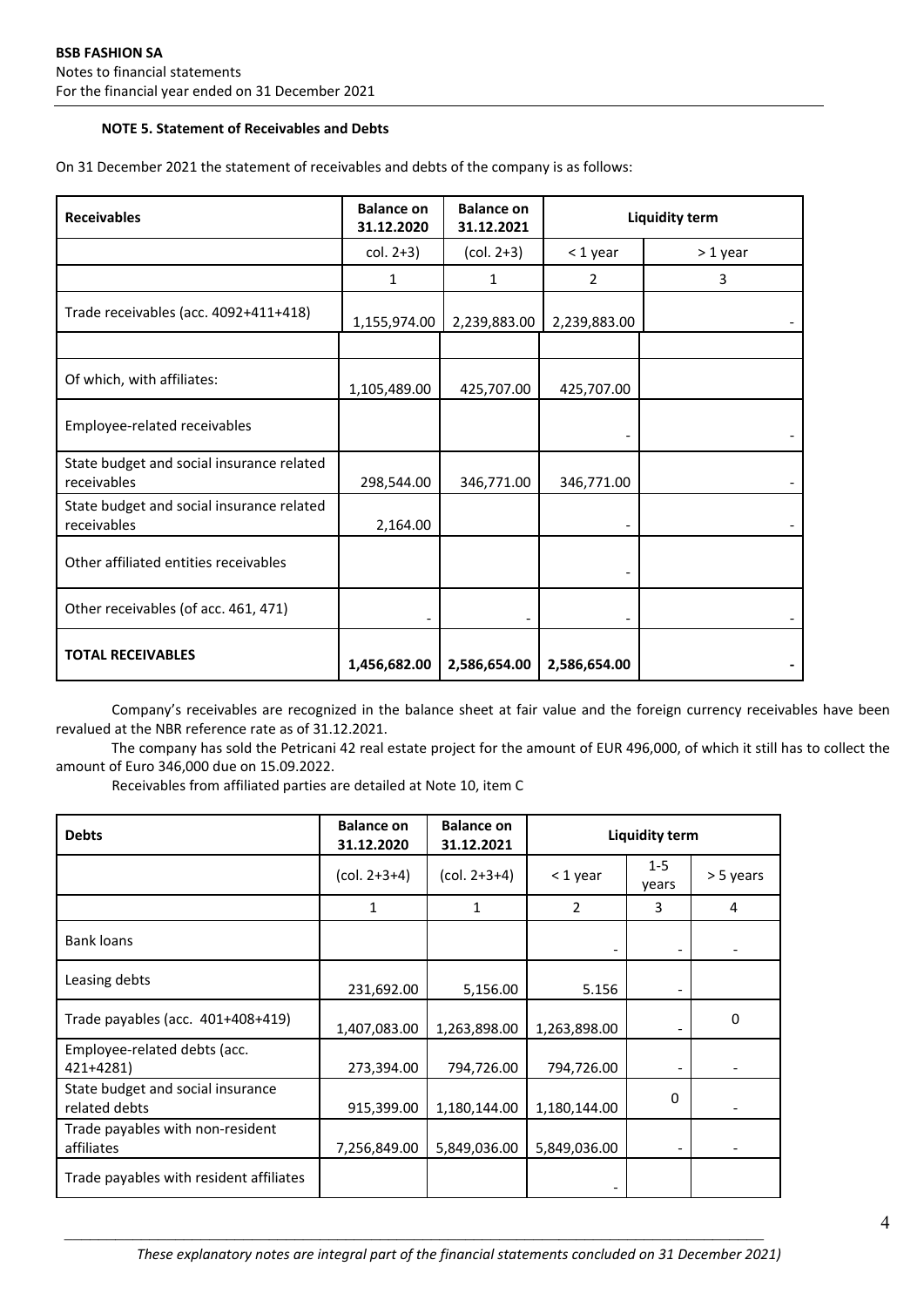**BSB FASHION SA**
Notes to financial statements
For the financial year ended on 31 December 2021

### NOTE 5. Statement of Receivables and Debts

On 31 December 2021 the statement of receivables and debts of the company is as follows:

| Receivables | Balance on 31.12.2020 | Balance on 31.12.2021 | Liquidity term | |
|---|---|---|---|---|
| | col. 2+3) | (col. 2+3) | < 1 year | > 1 year |
| | 1 | 1 | 2 | 3 |
| Trade receivables (acc. 4092+411+418) | 1,155,974.00 | 2,239,883.00 | 2,239,883.00 | - |
| | | | | |
| Of which, with affiliates: | 1,105,489.00 | 425,707.00 | 425,707.00 | |
| Employee-related receivables | | | - | - |
| State budget and social insurance related receivables | 298,544.00 | 346,771.00 | 346,771.00 | - |
| State budget and social insurance related receivables | 2,164.00 | | - | - |
| Other affiliated entities receivables | | | - | |
| Other receivables (of acc. 461, 471) | - | - | - | - |
| **TOTAL RECEIVABLES** | **1,456,682.00** | **2,586,654.00** | **2,586,654.00** | **-** |

Company's receivables are recognized in the balance sheet at fair value and the foreign currency receivables have been revalued at the NBR reference rate as of 31.12.2021.

The company has sold the Petricani 42 real estate project for the amount of EUR 496,000, of which it still has to collect the amount of Euro 346,000 due on 15.09.2022.

Receivables from affiliated parties are detailed at Note 10, item C

| Debts | Balance on 31.12.2020 | Balance on 31.12.2021 | Liquidity term | | |
|---|---|---|---|---|---|
| | (col. 2+3+4) | (col. 2+3+4) | < 1 year | 1-5 years | > 5 years |
| | 1 | 1 | 2 | 3 | 4 |
| Bank loans | | | - | - | - |
| Leasing debts | 231,692.00 | 5,156.00 | 5.156 | - | |
| Trade payables (acc. 401+408+419) | 1,407,083.00 | 1,263,898.00 | 1,263,898.00 | - | 0 |
| Employee-related debts (acc. 421+4281) | 273,394.00 | 794,726.00 | 794,726.00 | - | - |
| State budget and social insurance related debts | 915,399.00 | 1,180,144.00 | 1,180,144.00 | 0 | - |
| Trade payables with non-resident affiliates | 7,256,849.00 | 5,849,036.00 | 5,849,036.00 | - | - |
| Trade payables with resident affiliates | | | - | | |

*These explanatory notes are integral part of the financial statements concluded on 31 December 2021)*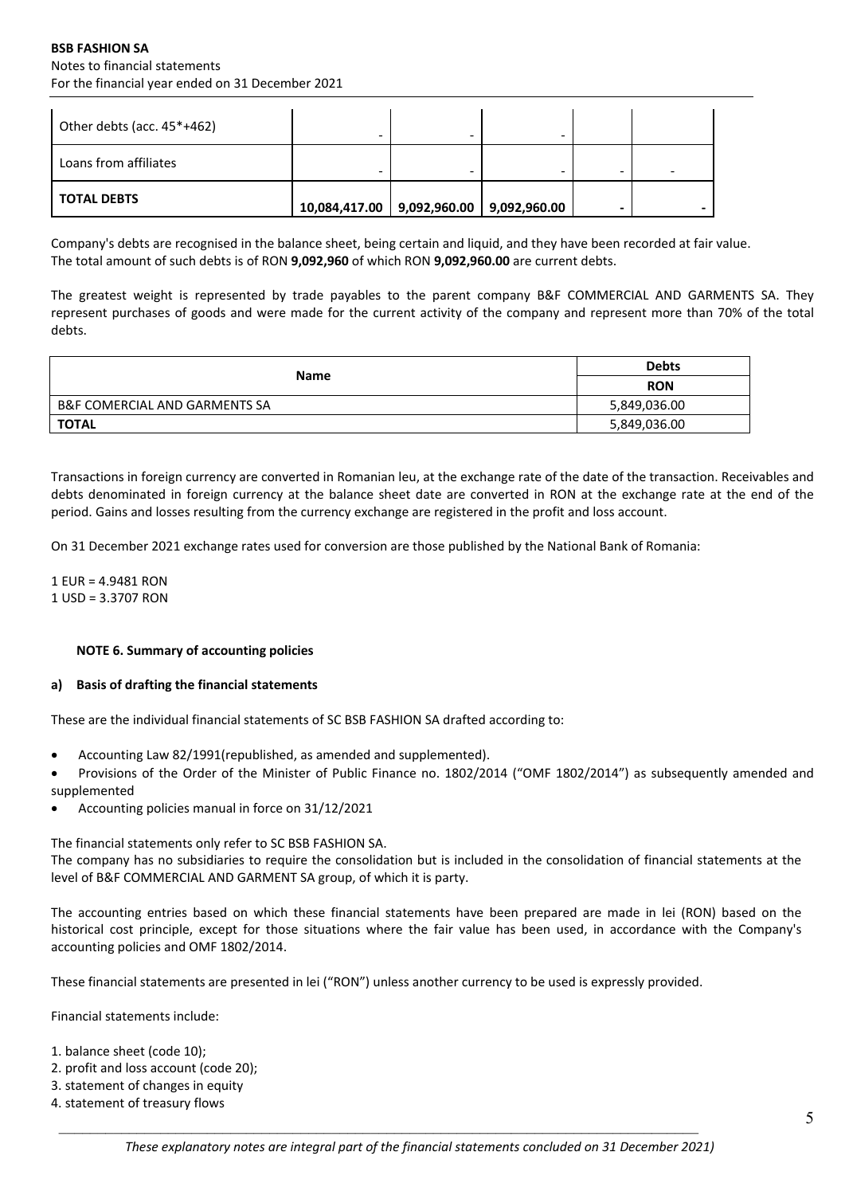| Other debts (acc. 45*+462) | - | - | - | | |
|---|---|---|---|---|---|
| Loans from affiliates | - | - | - | - | - |
| **TOTAL DEBTS** | **10,084,417.00** | **9,092,960.00** | **9,092,960.00** | **-** | **-** |

Company's debts are recognised in the balance sheet, being certain and liquid, and they have been recorded at fair value. The total amount of such debts is of RON **9,092,960** of which RON **9,092,960.00** are current debts.

The greatest weight is represented by trade payables to the parent company B&F COMMERCIAL AND GARMENTS SA. They represent purchases of goods and were made for the current activity of the company and represent more than 70% of the total debts.

| Name | Debts |
|---|---|
| | RON |
| B&F COMERCIAL AND GARMENTS SA | 5,849,036.00 |
| **TOTAL** | 5,849,036.00 |

Transactions in foreign currency are converted in Romanian leu, at the exchange rate of the date of the transaction. Receivables and debts denominated in foreign currency at the balance sheet date are converted in RON at the exchange rate at the end of the period. Gains and losses resulting from the currency exchange are registered in the profit and loss account.

On 31 December 2021 exchange rates used for conversion are those published by the National Bank of Romania:

1 EUR = 4.9481 RON
1 USD = 3.3707 RON

### NOTE 6. Summary of accounting policies

#### a) Basis of drafting the financial statements

These are the individual financial statements of SC BSB FASHION SA drafted according to:

- Accounting Law 82/1991(republished, as amended and supplemented).
- Provisions of the Order of the Minister of Public Finance no. 1802/2014 ("OMF 1802/2014") as subsequently amended and supplemented
- Accounting policies manual in force on 31/12/2021

The financial statements only refer to SC BSB FASHION SA.
The company has no subsidiaries to require the consolidation but is included in the consolidation of financial statements at the level of B&F COMMERCIAL AND GARMENT SA group, of which it is party.

The accounting entries based on which these financial statements have been prepared are made in lei (RON) based on the historical cost principle, except for those situations where the fair value has been used, in accordance with the Company's accounting policies and OMF 1802/2014.

These financial statements are presented in lei ("RON") unless another currency to be used is expressly provided.

Financial statements include:

1. balance sheet (code 10);
2. profit and loss account (code 20);
3. statement of changes in equity
4. statement of treasury flows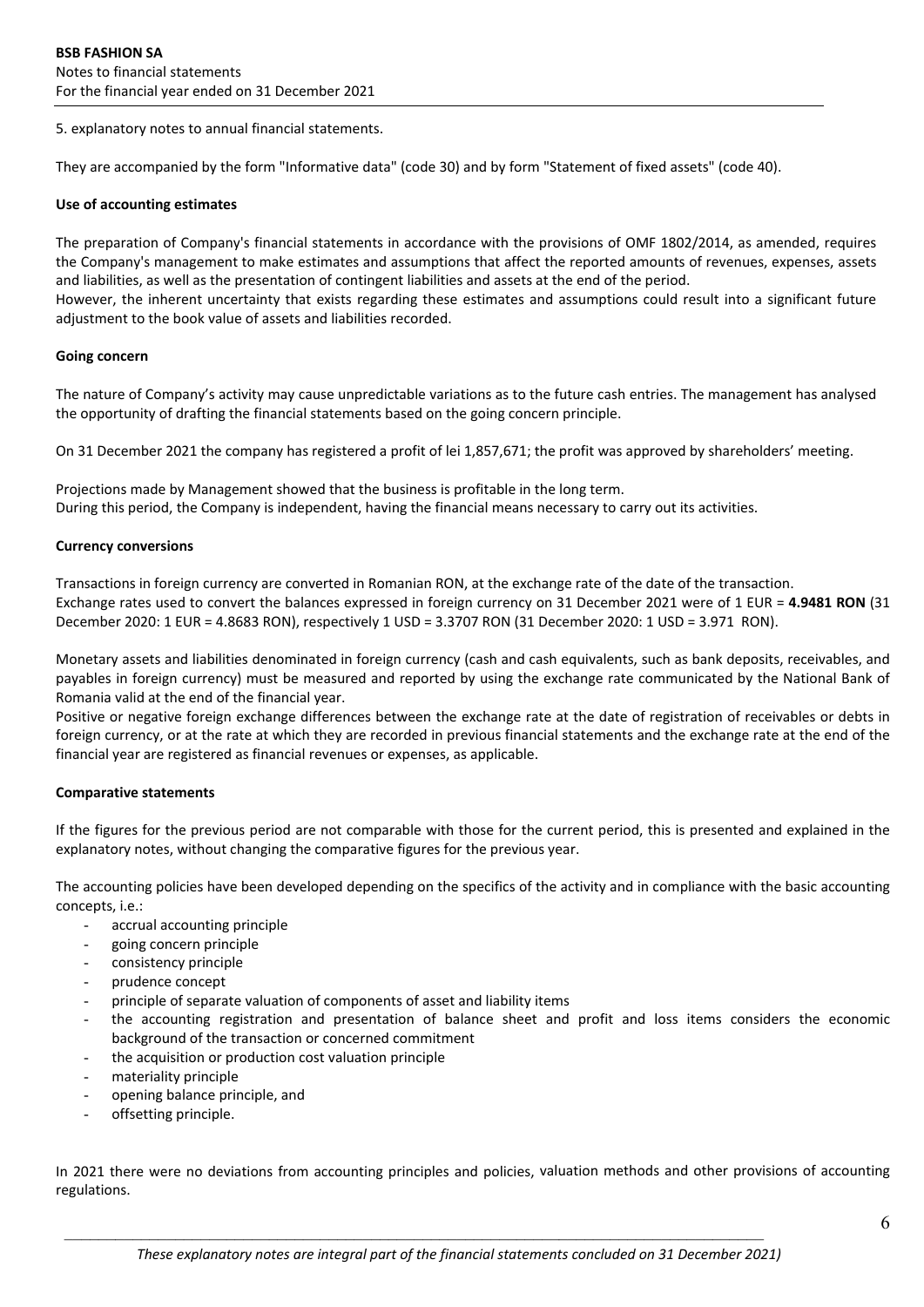5. explanatory notes to annual financial statements.

They are accompanied by the form "Informative data" (code 30) and by form "Statement of fixed assets" (code 40).

**Use of accounting estimates**

The preparation of Company's financial statements in accordance with the provisions of OMF 1802/2014, as amended, requires the Company's management to make estimates and assumptions that affect the reported amounts of revenues, expenses, assets and liabilities, as well as the presentation of contingent liabilities and assets at the end of the period.
However, the inherent uncertainty that exists regarding these estimates and assumptions could result into a significant future adjustment to the book value of assets and liabilities recorded.

**Going concern**

The nature of Company's activity may cause unpredictable variations as to the future cash entries. The management has analysed the opportunity of drafting the financial statements based on the going concern principle.

On 31 December 2021 the company has registered a profit of lei 1,857,671; the profit was approved by shareholders' meeting.

Projections made by Management showed that the business is profitable in the long term.
During this period, the Company is independent, having the financial means necessary to carry out its activities.

**Currency conversions**

Transactions in foreign currency are converted in Romanian RON, at the exchange rate of the date of the transaction.
Exchange rates used to convert the balances expressed in foreign currency on 31 December 2021 were of 1 EUR = **4.9481 RON** (31 December 2020: 1 EUR = 4.8683 RON), respectively 1 USD = 3.3707 RON (31 December 2020: 1 USD = 3.971 RON).

Monetary assets and liabilities denominated in foreign currency (cash and cash equivalents, such as bank deposits, receivables, and payables in foreign currency) must be measured and reported by using the exchange rate communicated by the National Bank of Romania valid at the end of the financial year.
Positive or negative foreign exchange differences between the exchange rate at the date of registration of receivables or debts in foreign currency, or at the rate at which they are recorded in previous financial statements and the exchange rate at the end of the financial year are registered as financial revenues or expenses, as applicable.

**Comparative statements**

If the figures for the previous period are not comparable with those for the current period, this is presented and explained in the explanatory notes, without changing the comparative figures for the previous year.

The accounting policies have been developed depending on the specifics of the activity and in compliance with the basic accounting concepts, i.e.:

- accrual accounting principle
- going concern principle
- consistency principle
- prudence concept
- principle of separate valuation of components of asset and liability items
- the accounting registration and presentation of balance sheet and profit and loss items considers the economic background of the transaction or concerned commitment
- the acquisition or production cost valuation principle
- materiality principle
- opening balance principle, and
- offsetting principle.

In 2021 there were no deviations from accounting principles and policies, valuation methods and other provisions of accounting regulations.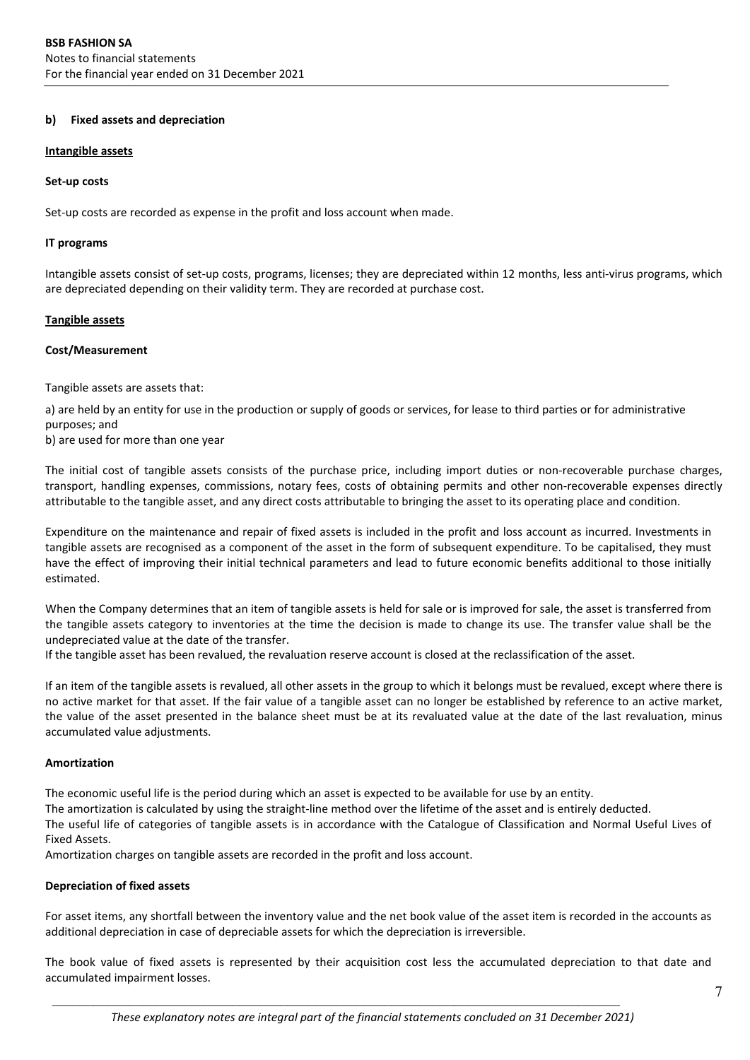### b) Fixed assets and depreciation

**Intangible assets**

**Set-up costs**

Set-up costs are recorded as expense in the profit and loss account when made.

**IT programs**

Intangible assets consist of set-up costs, programs, licenses; they are depreciated within 12 months, less anti-virus programs, which are depreciated depending on their validity term. They are recorded at purchase cost.

**Tangible assets**

**Cost/Measurement**

Tangible assets are assets that:

a) are held by an entity for use in the production or supply of goods or services, for lease to third parties or for administrative purposes; and
b) are used for more than one year

The initial cost of tangible assets consists of the purchase price, including import duties or non-recoverable purchase charges, transport, handling expenses, commissions, notary fees, costs of obtaining permits and other non-recoverable expenses directly attributable to the tangible asset, and any direct costs attributable to bringing the asset to its operating place and condition.

Expenditure on the maintenance and repair of fixed assets is included in the profit and loss account as incurred. Investments in tangible assets are recognised as a component of the asset in the form of subsequent expenditure. To be capitalised, they must have the effect of improving their initial technical parameters and lead to future economic benefits additional to those initially estimated.

When the Company determines that an item of tangible assets is held for sale or is improved for sale, the asset is transferred from the tangible assets category to inventories at the time the decision is made to change its use. The transfer value shall be the undepreciated value at the date of the transfer.
If the tangible asset has been revalued, the revaluation reserve account is closed at the reclassification of the asset.

If an item of the tangible assets is revalued, all other assets in the group to which it belongs must be revalued, except where there is no active market for that asset. If the fair value of a tangible asset can no longer be established by reference to an active market, the value of the asset presented in the balance sheet must be at its revaluated value at the date of the last revaluation, minus accumulated value adjustments.

**Amortization**

The economic useful life is the period during which an asset is expected to be available for use by an entity.
The amortization is calculated by using the straight-line method over the lifetime of the asset and is entirely deducted.
The useful life of categories of tangible assets is in accordance with the Catalogue of Classification and Normal Useful Lives of Fixed Assets.
Amortization charges on tangible assets are recorded in the profit and loss account.

**Depreciation of fixed assets**

For asset items, any shortfall between the inventory value and the net book value of the asset item is recorded in the accounts as additional depreciation in case of depreciable assets for which the depreciation is irreversible.

The book value of fixed assets is represented by their acquisition cost less the accumulated depreciation to that date and accumulated impairment losses.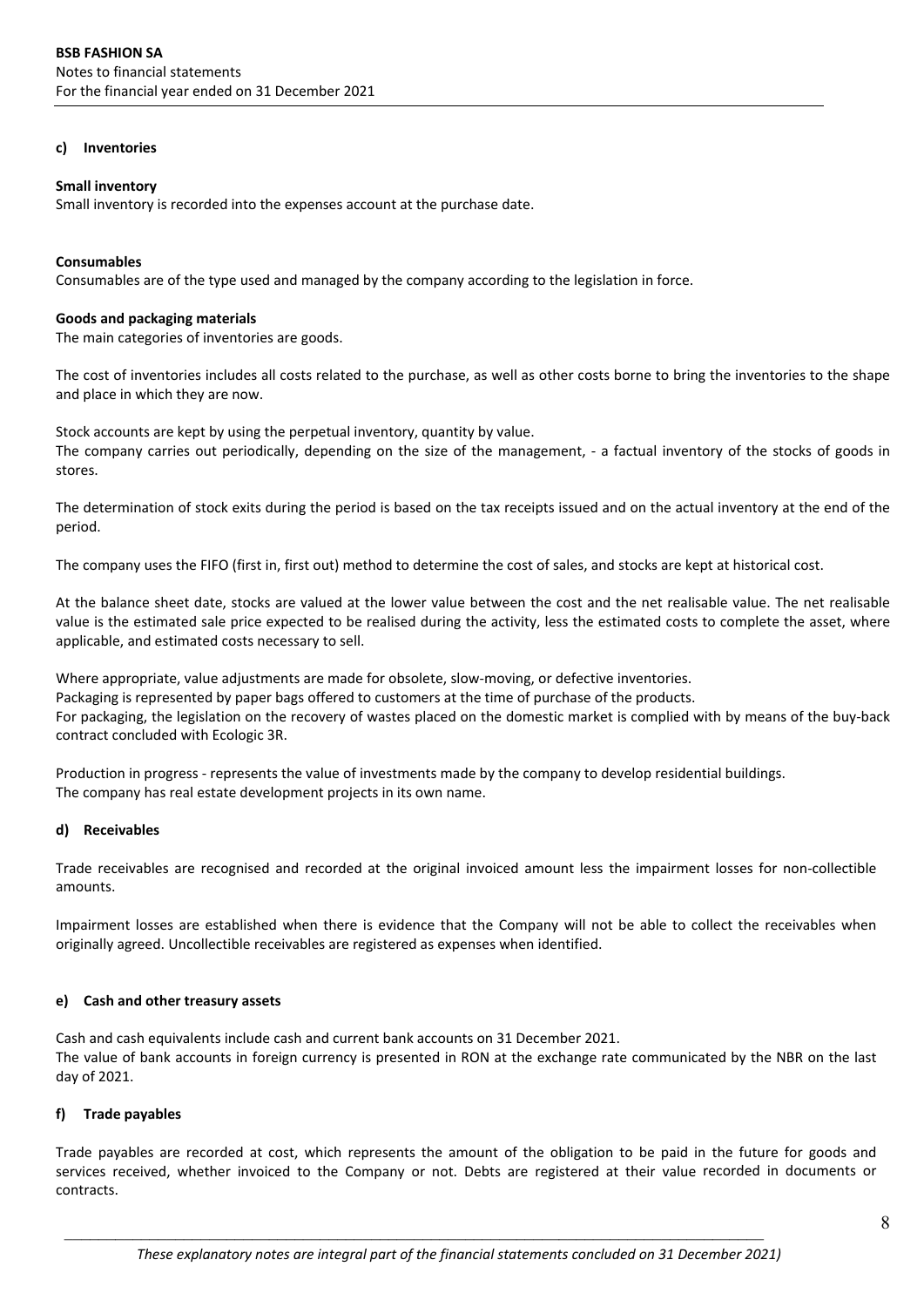#### c) Inventories

**Small inventory**
Small inventory is recorded into the expenses account at the purchase date.

**Consumables**
Consumables are of the type used and managed by the company according to the legislation in force.

**Goods and packaging materials**
The main categories of inventories are goods.

The cost of inventories includes all costs related to the purchase, as well as other costs borne to bring the inventories to the shape and place in which they are now.

Stock accounts are kept by using the perpetual inventory, quantity by value.
The company carries out periodically, depending on the size of the management, - a factual inventory of the stocks of goods in stores.

The determination of stock exits during the period is based on the tax receipts issued and on the actual inventory at the end of the period.

The company uses the FIFO (first in, first out) method to determine the cost of sales, and stocks are kept at historical cost.

At the balance sheet date, stocks are valued at the lower value between the cost and the net realisable value. The net realisable value is the estimated sale price expected to be realised during the activity, less the estimated costs to complete the asset, where applicable, and estimated costs necessary to sell.

Where appropriate, value adjustments are made for obsolete, slow-moving, or defective inventories.
Packaging is represented by paper bags offered to customers at the time of purchase of the products.
For packaging, the legislation on the recovery of wastes placed on the domestic market is complied with by means of the buy-back contract concluded with Ecologic 3R.

Production in progress - represents the value of investments made by the company to develop residential buildings.
The company has real estate development projects in its own name.

#### d) Receivables

Trade receivables are recognised and recorded at the original invoiced amount less the impairment losses for non-collectible amounts.

Impairment losses are established when there is evidence that the Company will not be able to collect the receivables when originally agreed. Uncollectible receivables are registered as expenses when identified.

#### e) Cash and other treasury assets

Cash and cash equivalents include cash and current bank accounts on 31 December 2021.
The value of bank accounts in foreign currency is presented in RON at the exchange rate communicated by the NBR on the last day of 2021.

#### f) Trade payables

Trade payables are recorded at cost, which represents the amount of the obligation to be paid in the future for goods and services received, whether invoiced to the Company or not. Debts are registered at their value recorded in documents or contracts.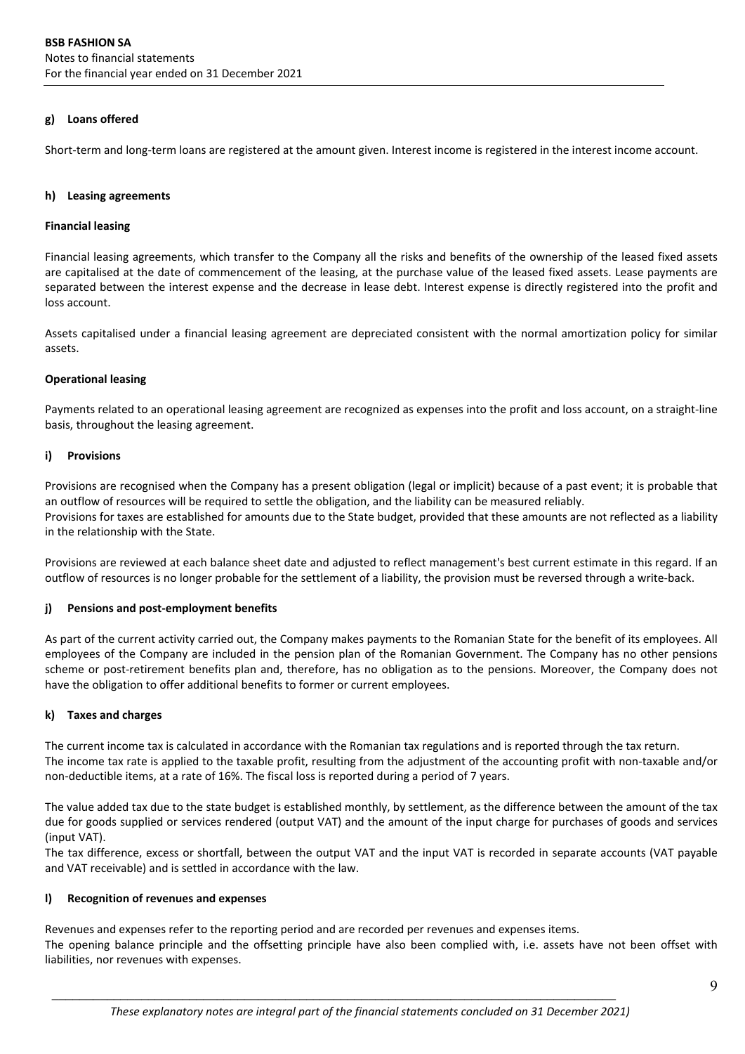#### g) Loans offered

Short-term and long-term loans are registered at the amount given. Interest income is registered in the interest income account.

#### h) Leasing agreements

**Financial leasing**

Financial leasing agreements, which transfer to the Company all the risks and benefits of the ownership of the leased fixed assets are capitalised at the date of commencement of the leasing, at the purchase value of the leased fixed assets. Lease payments are separated between the interest expense and the decrease in lease debt. Interest expense is directly registered into the profit and loss account.

Assets capitalised under a financial leasing agreement are depreciated consistent with the normal amortization policy for similar assets.

**Operational leasing**

Payments related to an operational leasing agreement are recognized as expenses into the profit and loss account, on a straight-line basis, throughout the leasing agreement.

#### i) Provisions

Provisions are recognised when the Company has a present obligation (legal or implicit) because of a past event; it is probable that an outflow of resources will be required to settle the obligation, and the liability can be measured reliably.
Provisions for taxes are established for amounts due to the State budget, provided that these amounts are not reflected as a liability in the relationship with the State.

Provisions are reviewed at each balance sheet date and adjusted to reflect management's best current estimate in this regard. If an outflow of resources is no longer probable for the settlement of a liability, the provision must be reversed through a write-back.

#### j) Pensions and post-employment benefits

As part of the current activity carried out, the Company makes payments to the Romanian State for the benefit of its employees. All employees of the Company are included in the pension plan of the Romanian Government. The Company has no other pensions scheme or post-retirement benefits plan and, therefore, has no obligation as to the pensions. Moreover, the Company does not have the obligation to offer additional benefits to former or current employees.

#### k) Taxes and charges

The current income tax is calculated in accordance with the Romanian tax regulations and is reported through the tax return.
The income tax rate is applied to the taxable profit, resulting from the adjustment of the accounting profit with non-taxable and/or non-deductible items, at a rate of 16%. The fiscal loss is reported during a period of 7 years.

The value added tax due to the state budget is established monthly, by settlement, as the difference between the amount of the tax due for goods supplied or services rendered (output VAT) and the amount of the input charge for purchases of goods and services (input VAT).
The tax difference, excess or shortfall, between the output VAT and the input VAT is recorded in separate accounts (VAT payable and VAT receivable) and is settled in accordance with the law.

#### l) Recognition of revenues and expenses

Revenues and expenses refer to the reporting period and are recorded per revenues and expenses items.
The opening balance principle and the offsetting principle have also been complied with, i.e. assets have not been offset with liabilities, nor revenues with expenses.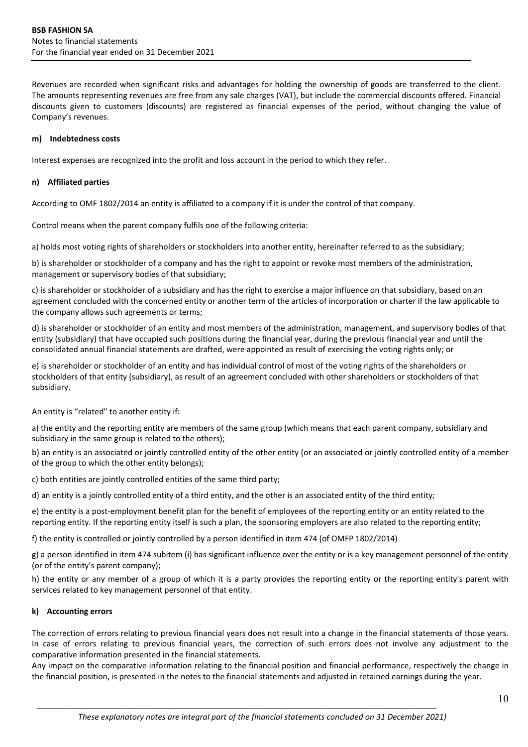Revenues are recorded when significant risks and advantages for holding the ownership of goods are transferred to the client. The amounts representing revenues are free from any sale charges (VAT), but include the commercial discounts offered. Financial discounts given to customers (discounts) are registered as financial expenses of the period, without changing the value of Company's revenues.

**m) Indebtedness costs**

Interest expenses are recognized into the profit and loss account in the period to which they refer.

**n) Affiliated parties**

According to OMF 1802/2014 an entity is affiliated to a company if it is under the control of that company.

Control means when the parent company fulfils one of the following criteria:

a) holds most voting rights of shareholders or stockholders into another entity, hereinafter referred to as the subsidiary;

b) is shareholder or stockholder of a company and has the right to appoint or revoke most members of the administration, management or supervisory bodies of that subsidiary;

c) is shareholder or stockholder of a subsidiary and has the right to exercise a major influence on that subsidiary, based on an agreement concluded with the concerned entity or another term of the articles of incorporation or charter if the law applicable to the company allows such agreements or terms;

d) is shareholder or stockholder of an entity and most members of the administration, management, and supervisory bodies of that entity (subsidiary) that have occupied such positions during the financial year, during the previous financial year and until the consolidated annual financial statements are drafted, were appointed as result of exercising the voting rights only; or

e) is shareholder or stockholder of an entity and has individual control of most of the voting rights of the shareholders or stockholders of that entity (subsidiary), as result of an agreement concluded with other shareholders or stockholders of that subsidiary.

An entity is "related" to another entity if:

a) the entity and the reporting entity are members of the same group (which means that each parent company, subsidiary and subsidiary in the same group is related to the others);

b) an entity is an associated or jointly controlled entity of the other entity (or an associated or jointly controlled entity of a member of the group to which the other entity belongs);

c) both entities are jointly controlled entities of the same third party;

d) an entity is a jointly controlled entity of a third entity, and the other is an associated entity of the third entity;

e) the entity is a post-employment benefit plan for the benefit of employees of the reporting entity or an entity related to the reporting entity. If the reporting entity itself is such a plan, the sponsoring employers are also related to the reporting entity;

f) the entity is controlled or jointly controlled by a person identified in item 474 (of OMFP 1802/2014)

g) a person identified in item 474 subitem (i) has significant influence over the entity or is a key management personnel of the entity (or of the entity's parent company);

h) the entity or any member of a group of which it is a party provides the reporting entity or the reporting entity's parent with services related to key management personnel of that entity.

**k) Accounting errors**

The correction of errors relating to previous financial years does not result into a change in the financial statements of those years. In case of errors relating to previous financial years, the correction of such errors does not involve any adjustment to the comparative information presented in the financial statements.

Any impact on the comparative information relating to the financial position and financial performance, respectively the change in the financial position, is presented in the notes to the financial statements and adjusted in retained earnings during the year.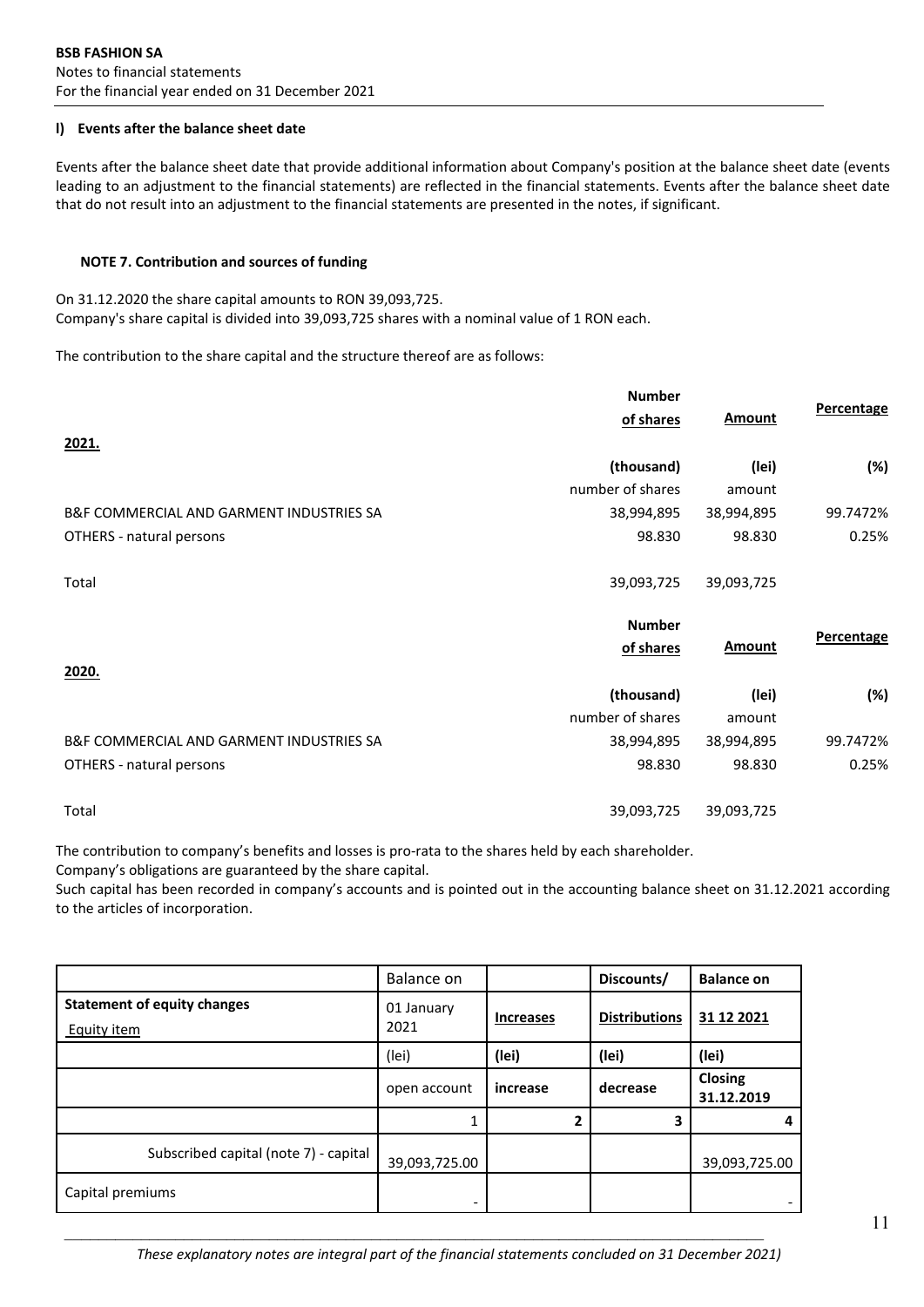**l) Events after the balance sheet date**

Events after the balance sheet date that provide additional information about Company's position at the balance sheet date (events leading to an adjustment to the financial statements) are reflected in the financial statements. Events after the balance sheet date that do not result into an adjustment to the financial statements are presented in the notes, if significant.

**NOTE 7. Contribution and sources of funding**

On 31.12.2020 the share capital amounts to RON 39,093,725.
Company's share capital is divided into 39,093,725 shares with a nominal value of 1 RON each.

The contribution to the share capital and the structure thereof are as follows:

| **2021.** | **Number of shares** | **Amount** | **Percentage** |
|---|---|---|---|
| | **(thousand)** | **(lei)** | **(%)** |
| | number of shares | amount | |
| B&F COMMERCIAL AND GARMENT INDUSTRIES SA | 38,994,895 | 38,994,895 | 99.7472% |
| OTHERS - natural persons | 98.830 | 98.830 | 0.25% |
| Total | 39,093,725 | 39,093,725 | |

| **2020.** | **Number of shares** | **Amount** | **Percentage** |
|---|---|---|---|
| | **(thousand)** | **(lei)** | **(%)** |
| | number of shares | amount | |
| B&F COMMERCIAL AND GARMENT INDUSTRIES SA | 38,994,895 | 38,994,895 | 99.7472% |
| OTHERS - natural persons | 98.830 | 98.830 | 0.25% |
| Total | 39,093,725 | 39,093,725 | |

The contribution to company's benefits and losses is pro-rata to the shares held by each shareholder.
Company's obligations are guaranteed by the share capital.
Such capital has been recorded in company's accounts and is pointed out in the accounting balance sheet on 31.12.2021 according to the articles of incorporation.

| **Statement of equity changes** Equity item | Balance on 01 January 2021 | **Increases** | **Discounts/ Distributions** | **Balance on 31 12 2021** |
|---|---|---|---|---|
| | (lei) | **(lei)** | **(lei)** | **(lei)** |
| | open account | **increase** | **decrease** | **Closing 31.12.2019** |
| | 1 | **2** | **3** | **4** |
| Subscribed capital (note 7) - capital | 39,093,725.00 | | | 39,093,725.00 |
| Capital premiums | - | | | - |

*These explanatory notes are integral part of the financial statements concluded on 31 December 2021)*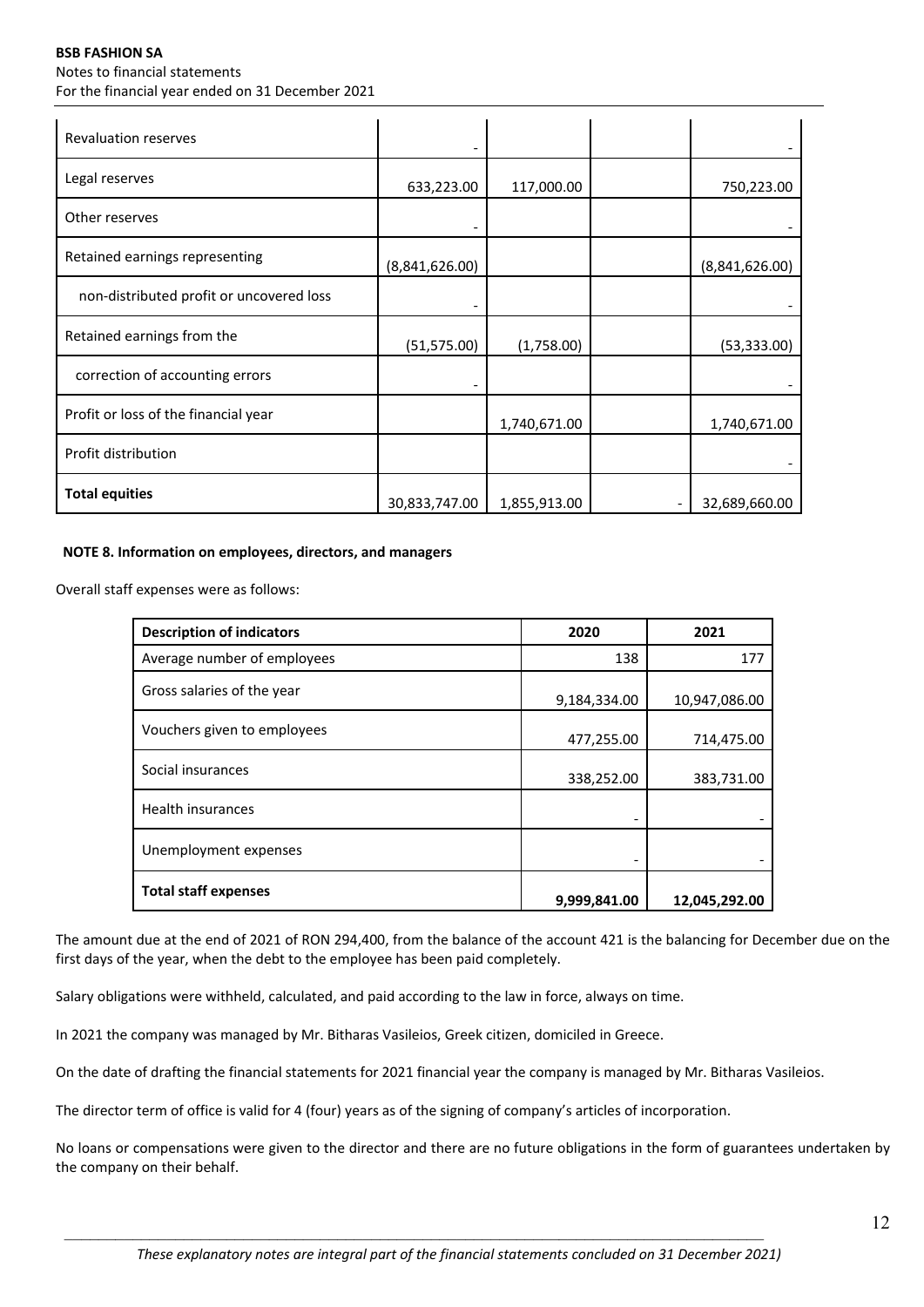| | | | | |
|---|---|---|---|---|
| Revaluation reserves | - | | | - |
| Legal reserves | 633,223.00 | 117,000.00 | | 750,223.00 |
| Other reserves | - | | | - |
| Retained earnings representing | (8,841,626.00) | | | (8,841,626.00) |
| non-distributed profit or uncovered loss | - | | | - |
| Retained earnings from the | (51,575.00) | (1,758.00) | | (53,333.00) |
| correction of accounting errors | - | | | - |
| Profit or loss of the financial year | | 1,740,671.00 | | 1,740,671.00 |
| Profit distribution | | | | - |
| **Total equities** | 30,833,747.00 | 1,855,913.00 | - | 32,689,660.00 |

**NOTE 8. Information on employees, directors, and managers**

Overall staff expenses were as follows:

| Description of indicators | 2020 | 2021 |
|---|---|---|
| Average number of employees | 138 | 177 |
| Gross salaries of the year | 9,184,334.00 | 10,947,086.00 |
| Vouchers given to employees | 477,255.00 | 714,475.00 |
| Social insurances | 338,252.00 | 383,731.00 |
| Health insurances | - | - |
| Unemployment expenses | - | - |
| **Total staff expenses** | **9,999,841.00** | **12,045,292.00** |

The amount due at the end of 2021 of RON 294,400, from the balance of the account 421 is the balancing for December due on the first days of the year, when the debt to the employee has been paid completely.

Salary obligations were withheld, calculated, and paid according to the law in force, always on time.

In 2021 the company was managed by Mr. Bitharas Vasileios, Greek citizen, domiciled in Greece.

On the date of drafting the financial statements for 2021 financial year the company is managed by Mr. Bitharas Vasileios.

The director term of office is valid for 4 (four) years as of the signing of company's articles of incorporation.

No loans or compensations were given to the director and there are no future obligations in the form of guarantees undertaken by the company on their behalf.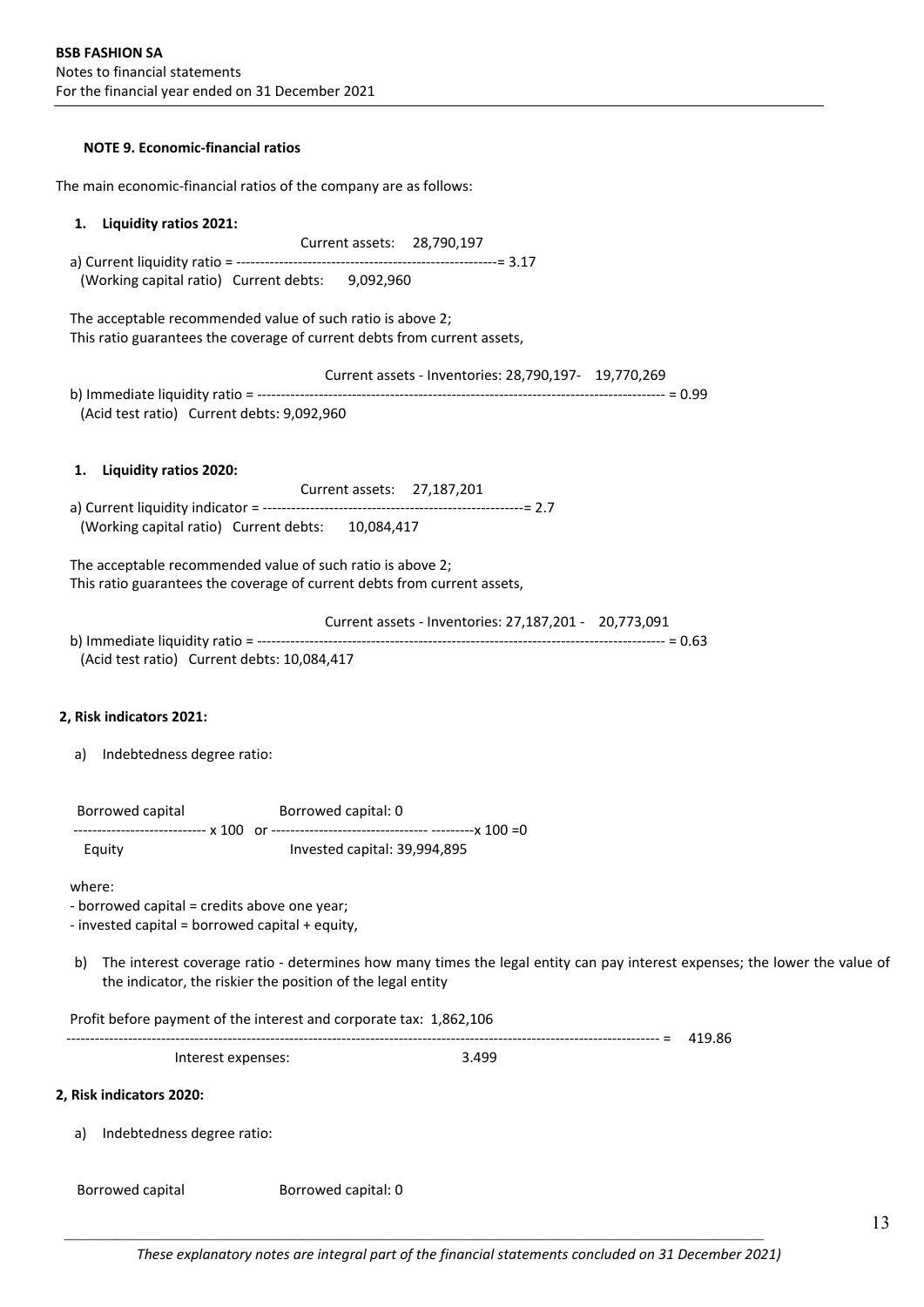**NOTE 9. Economic-financial ratios**

The main economic-financial ratios of the company are as follows:

**1. Liquidity ratios 2021:**

a) Current liquidity ratio (Working capital ratio) = $\frac{\text{Current assets: } 28,790,197}{\text{Current debts: } 9,092,960} = 3.17$

The acceptable recommended value of such ratio is above 2;
This ratio guarantees the coverage of current debts from current assets,

b) Immediate liquidity ratio (Acid test ratio) = $\frac{\text{Current assets - Inventories: } 28,790,197 - 19,770,269}{\text{Current debts: } 9,092,960} = 0.99$

**1. Liquidity ratios 2020:**

a) Current liquidity indicator (Working capital ratio) = $\frac{\text{Current assets: } 27,187,201}{\text{Current debts: } 10,084,417} = 2.7$

The acceptable recommended value of such ratio is above 2;
This ratio guarantees the coverage of current debts from current assets,

b) Immediate liquidity ratio (Acid test ratio) = $\frac{\text{Current assets - Inventories: } 27,187,201 - 20,773,091}{\text{Current debts: } 10,084,417} = 0.63$

**2, Risk indicators 2021:**

a) Indebtedness degree ratio:

$\frac{\text{Borrowed capital}}{\text{Equity}} \times 100$ or $\frac{\text{Borrowed capital: } 0}{\text{Invested capital: } 39,994,895} \times 100 = 0$

where:
- borrowed capital = credits above one year;
- invested capital = borrowed capital + equity,

b) The interest coverage ratio - determines how many times the legal entity can pay interest expenses; the lower the value of the indicator, the riskier the position of the legal entity

$\frac{\text{Profit before payment of the interest and corporate tax: } 1,862,106}{\text{Interest expenses: } 3.499} = 419.86$

**2, Risk indicators 2020:**

a) Indebtedness degree ratio:

Borrowed capital    Borrowed capital: 0

*These explanatory notes are integral part of the financial statements concluded on 31 December 2021)*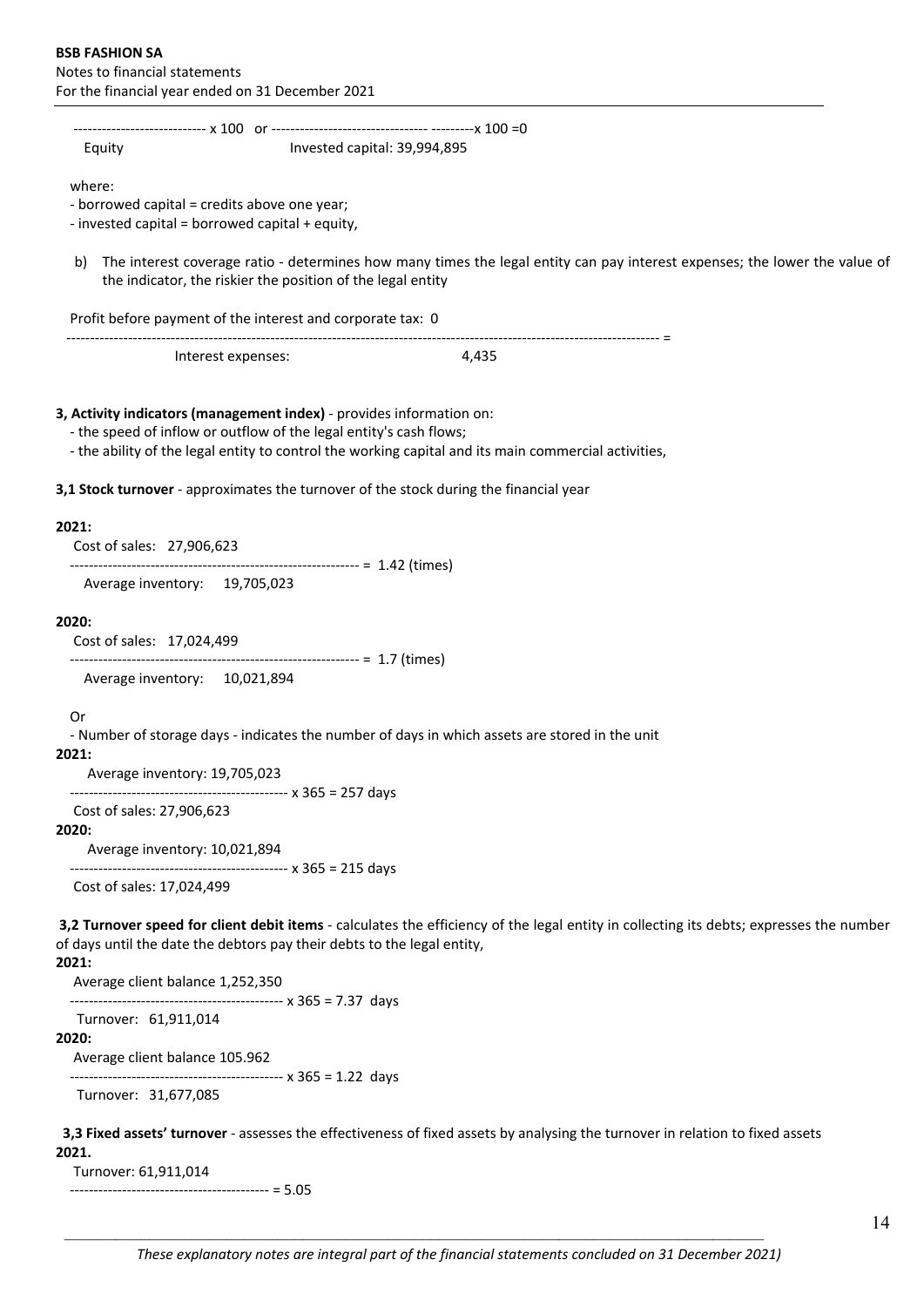---------------------------- x 100 or --------------------------------- ---------x 100 =0

Equity                    Invested capital: 39,994,895

where:

- borrowed capital = credits above one year;
- invested capital = borrowed capital + equity,

b) The interest coverage ratio - determines how many times the legal entity can pay interest expenses; the lower the value of the indicator, the riskier the position of the legal entity

Profit before payment of the interest and corporate tax: 0

------------------------------------------------------------------------------------------------------------------------- =

Interest expenses:                    4,435

**3, Activity indicators (management index)** - provides information on:

- the speed of inflow or outflow of the legal entity's cash flows;
- the ability of the legal entity to control the working capital and its main commercial activities,

**3,1 Stock turnover** - approximates the turnover of the stock during the financial year

**2021:**

Cost of sales: 27,906,623

------------------------------------------------------------- = 1.42 (times)

Average inventory: 19,705,023

**2020:**

Cost of sales: 17,024,499

------------------------------------------------------------- = 1.7 (times)

Average inventory: 10,021,894

Or

- Number of storage days - indicates the number of days in which assets are stored in the unit

**2021:**

Average inventory: 19,705,023

---------------------------------------------- x 365 = 257 days

Cost of sales: 27,906,623

**2020:**

Average inventory: 10,021,894

---------------------------------------------- x 365 = 215 days

Cost of sales: 17,024,499

**3,2 Turnover speed for client debit items** - calculates the efficiency of the legal entity in collecting its debts; expresses the number of days until the date the debtors pay their debts to the legal entity,

**2021:**

Average client balance 1,252,350

--------------------------------------------- x 365 = 7.37 days

Turnover: 61,911,014

**2020:**

Average client balance 105.962

--------------------------------------------- x 365 = 1.22 days

Turnover: 31,677,085

**3,3 Fixed assets' turnover** - assesses the effectiveness of fixed assets by analysing the turnover in relation to fixed assets

**2021.**

Turnover: 61,911,014

------------------------------------------ = 5.05

*These explanatory notes are integral part of the financial statements concluded on 31 December 2021)*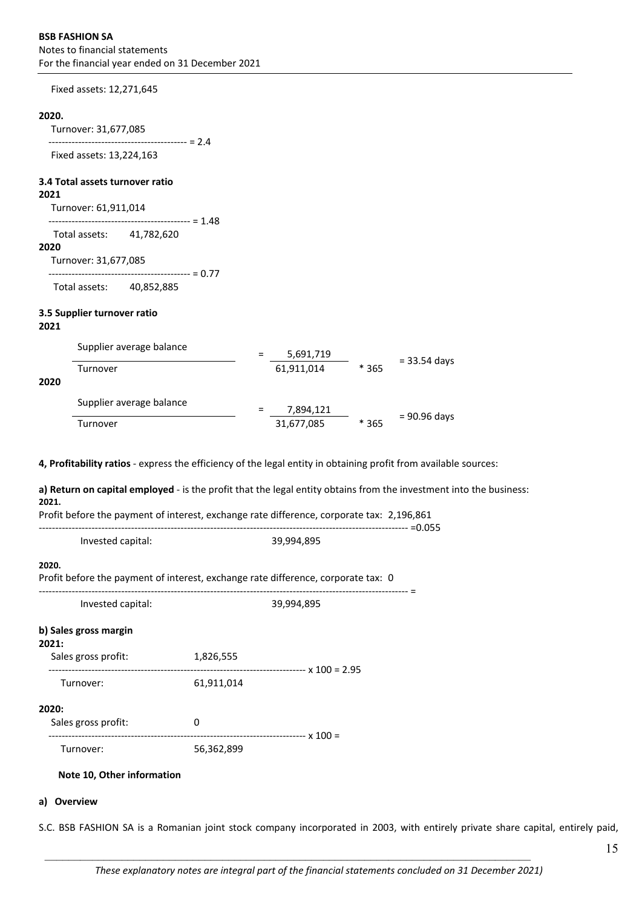Fixed assets: 12,271,645

**2020.**

$$\frac{\text{Turnover: } 31{,}677{,}085}{\text{Fixed assets: } 13{,}224{,}163} = 2.4$$

**3.4 Total assets turnover ratio**

**2021**

$$\frac{\text{Turnover: } 61{,}911{,}014}{\text{Total assets: } 41{,}782{,}620} = 1.48$$

**2020**

$$\frac{\text{Turnover: } 31{,}677{,}085}{\text{Total assets: } 40{,}852{,}885} = 0.77$$

**3.5 Supplier turnover ratio**

**2021**

$$\frac{\text{Supplier average balance}}{\text{Turnover}} = \frac{5{,}691{,}719}{61{,}911{,}014} * 365 = 33.54 \text{ days}$$

**2020**

$$\frac{\text{Supplier average balance}}{\text{Turnover}} = \frac{7{,}894{,}121}{31{,}677{,}085} * 365 = 90.96 \text{ days}$$

**4, Profitability ratios** - express the efficiency of the legal entity in obtaining profit from available sources:

**a) Return on capital employed** - is the profit that the legal entity obtains from the investment into the business:

**2021.**

$$\frac{\text{Profit before the payment of interest, exchange rate difference, corporate tax: } 2{,}196{,}861}{\text{Invested capital: } 39{,}994{,}895} = 0.055$$

**2020.**

$$\frac{\text{Profit before the payment of interest, exchange rate difference, corporate tax: } 0}{\text{Invested capital: } 39{,}994{,}895} =$$

**b) Sales gross margin**

**2021:**

$$\frac{\text{Sales gross profit: } 1{,}826{,}555}{\text{Turnover: } 61{,}911{,}014} \times 100 = 2.95$$

**2020:**

$$\frac{\text{Sales gross profit: } 0}{\text{Turnover: } 56{,}362{,}899} \times 100 =$$

**Note 10, Other information**

**a) Overview**

S.C. BSB FASHION SA is a Romanian joint stock company incorporated in 2003, with entirely private share capital, entirely paid,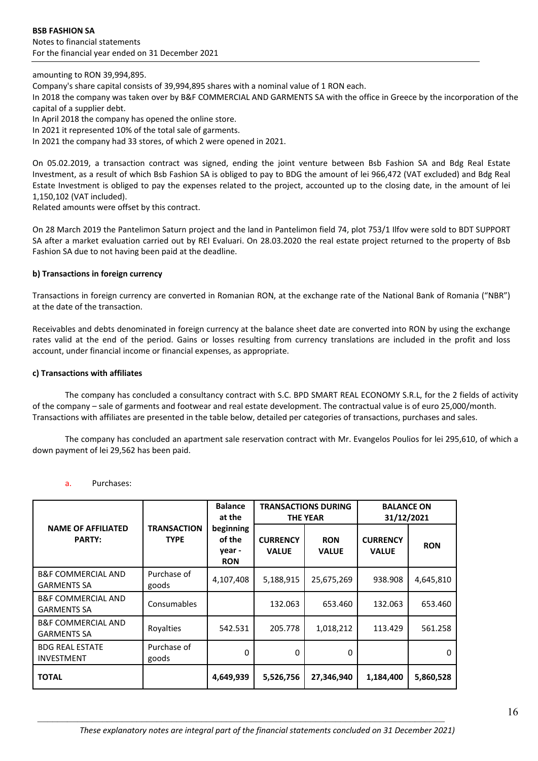amounting to RON 39,994,895.

Company's share capital consists of 39,994,895 shares with a nominal value of 1 RON each.

In 2018 the company was taken over by B&F COMMERCIAL AND GARMENTS SA with the office in Greece by the incorporation of the capital of a supplier debt.

In April 2018 the company has opened the online store.

In 2021 it represented 10% of the total sale of garments.

In 2021 the company had 33 stores, of which 2 were opened in 2021.

On 05.02.2019, a transaction contract was signed, ending the joint venture between Bsb Fashion SA and Bdg Real Estate Investment, as a result of which Bsb Fashion SA is obliged to pay to BDG the amount of lei 966,472 (VAT excluded) and Bdg Real Estate Investment is obliged to pay the expenses related to the project, accounted up to the closing date, in the amount of lei 1,150,102 (VAT included).

Related amounts were offset by this contract.

On 28 March 2019 the Pantelimon Saturn project and the land in Pantelimon field 74, plot 753/1 Ilfov were sold to BDT SUPPORT SA after a market evaluation carried out by REI Evaluari. On 28.03.2020 the real estate project returned to the property of Bsb Fashion SA due to not having been paid at the deadline.

**b) Transactions in foreign currency**

Transactions in foreign currency are converted in Romanian RON, at the exchange rate of the National Bank of Romania ("NBR") at the date of the transaction.

Receivables and debts denominated in foreign currency at the balance sheet date are converted into RON by using the exchange rates valid at the end of the period. Gains or losses resulting from currency translations are included in the profit and loss account, under financial income or financial expenses, as appropriate.

**c) Transactions with affiliates**

The company has concluded a consultancy contract with S.C. BPD SMART REAL ECONOMY S.R.L, for the 2 fields of activity of the company – sale of garments and footwear and real estate development. The contractual value is of euro 25,000/month. Transactions with affiliates are presented in the table below, detailed per categories of transactions, purchases and sales.

The company has concluded an apartment sale reservation contract with Mr. Evangelos Poulios for lei 295,610, of which a down payment of lei 29,562 has been paid.

a. Purchases:

| NAME OF AFFILIATED PARTY: | TRANSACTION TYPE | Balance at the beginning of the year - RON | TRANSACTIONS DURING THE YEAR | | BALANCE ON 31/12/2021 | |
|---|---|---|---|---|---|---|
| | | | CURRENCY VALUE | RON VALUE | CURRENCY VALUE | RON |
| B&F COMMERCIAL AND GARMENTS SA | Purchase of goods | 4,107,408 | 5,188,915 | 25,675,269 | 938.908 | 4,645,810 |
| B&F COMMERCIAL AND GARMENTS SA | Consumables | | 132.063 | 653.460 | 132.063 | 653.460 |
| B&F COMMERCIAL AND GARMENTS SA | Royalties | 542.531 | 205.778 | 1,018,212 | 113.429 | 561.258 |
| BDG REAL ESTATE INVESTMENT | Purchase of goods | 0 | 0 | 0 | | 0 |
| **TOTAL** | | **4,649,939** | **5,526,756** | **27,346,940** | **1,184,400** | **5,860,528** |

*These explanatory notes are integral part of the financial statements concluded on 31 December 2021)*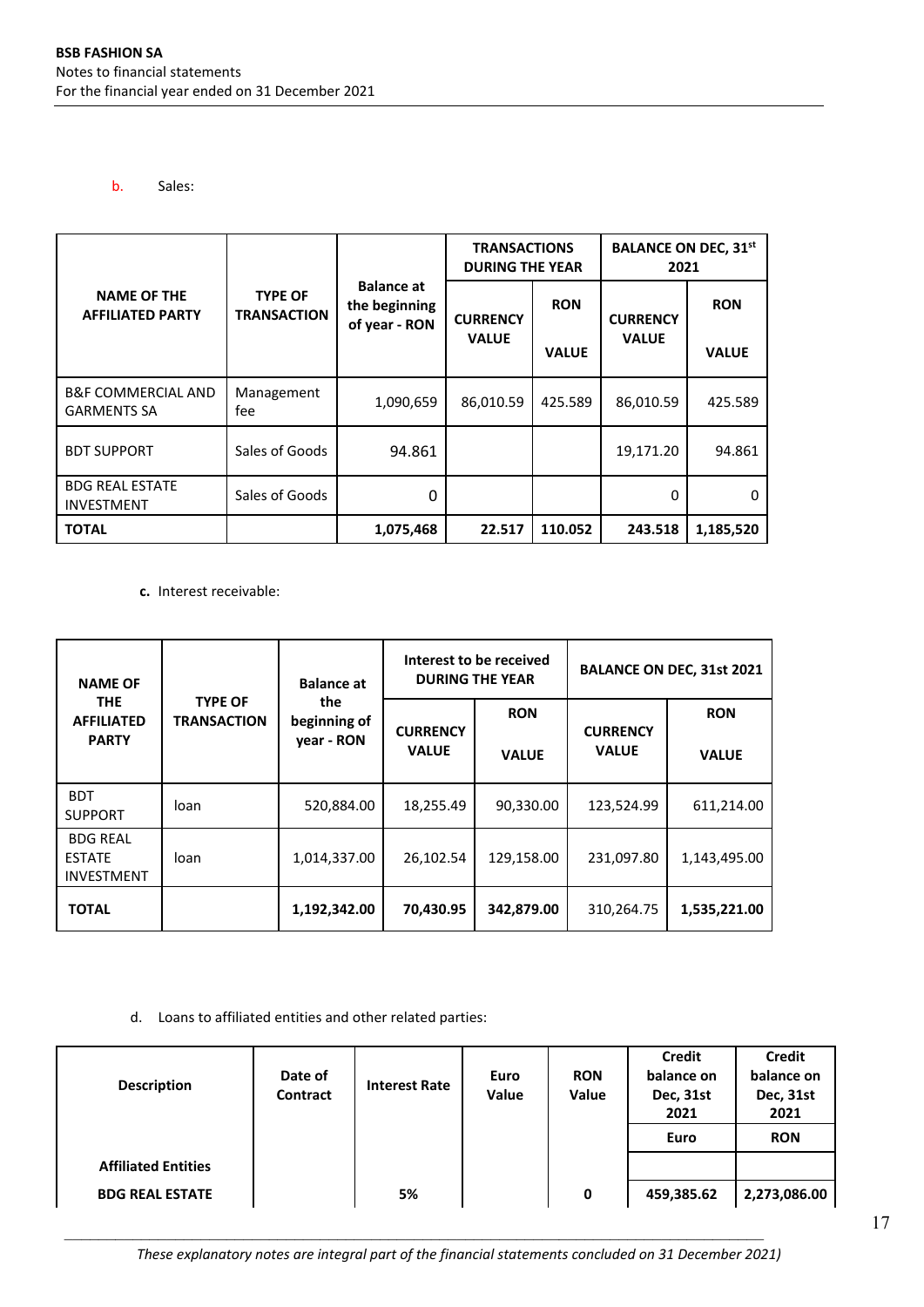b. Sales:

| NAME OF THE AFFILIATED PARTY | TYPE OF TRANSACTION | Balance at the beginning of year - RON | TRANSACTIONS DURING THE YEAR | | BALANCE ON DEC, 31st 2021 | |
|---|---|---|---|---|---|---|
| | | | CURRENCY VALUE | RON VALUE | CURRENCY VALUE | RON VALUE |
| B&F COMMERCIAL AND GARMENTS SA | Management fee | 1,090,659 | 86,010.59 | 425.589 | 86,010.59 | 425.589 |
| BDT SUPPORT | Sales of Goods | 94.861 | | | 19,171.20 | 94.861 |
| BDG REAL ESTATE INVESTMENT | Sales of Goods | 0 | | | 0 | 0 |
| **TOTAL** | | **1,075,468** | **22.517** | **110.052** | **243.518** | **1,185,520** |

c. **Interest receivable:**

| NAME OF THE AFFILIATED PARTY | TYPE OF TRANSACTION | Balance at the beginning of year - RON | Interest to be received DURING THE YEAR | | BALANCE ON DEC, 31st 2021 | |
|---|---|---|---|---|---|---|
| | | | CURRENCY VALUE | RON VALUE | CURRENCY VALUE | RON VALUE |
| BDT SUPPORT | loan | 520,884.00 | 18,255.49 | 90,330.00 | 123,524.99 | 611,214.00 |
| BDG REAL ESTATE INVESTMENT | loan | 1,014,337.00 | 26,102.54 | 129,158.00 | 231,097.80 | 1,143,495.00 |
| **TOTAL** | | **1,192,342.00** | **70,430.95** | **342,879.00** | 310,264.75 | **1,535,221.00** |

d. Loans to affiliated entities and other related parties:

| Description | Date of Contract | Interest Rate | Euro Value | RON Value | Credit balance on Dec, 31st 2021 | Credit balance on Dec, 31st 2021 |
|---|---|---|---|---|---|---|
| | | | | | Euro | RON |
| **Affiliated Entities** | | | | | | |
| **BDG REAL ESTATE** | | **5%** | | **0** | **459,385.62** | **2,273,086.00** |

*These explanatory notes are integral part of the financial statements concluded on 31 December 2021)*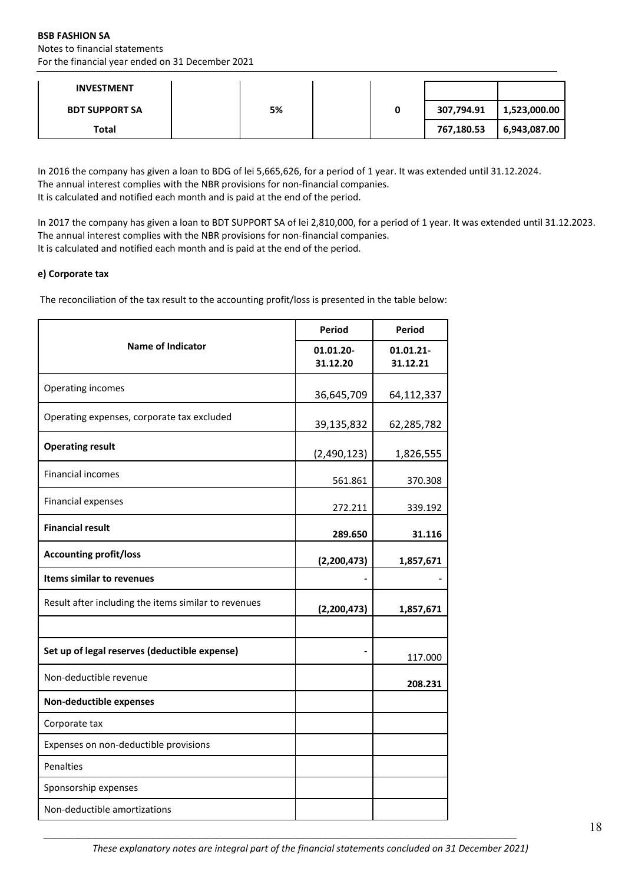| INVESTMENT | | | | | | |
|---|---|---|---|---|---|---|
| BDT SUPPORT SA | | 5% | | 0 | 307,794.91 | 1,523,000.00 |
| Total | | | | | 767,180.53 | 6,943,087.00 |

In 2016 the company has given a loan to BDG of lei 5,665,626, for a period of 1 year. It was extended until 31.12.2024.
The annual interest complies with the NBR provisions for non-financial companies.
It is calculated and notified each month and is paid at the end of the period.

In 2017 the company has given a loan to BDT SUPPORT SA of lei 2,810,000, for a period of 1 year. It was extended until 31.12.2023.
The annual interest complies with the NBR provisions for non-financial companies.
It is calculated and notified each month and is paid at the end of the period.

**e) Corporate tax**

The reconciliation of the tax result to the accounting profit/loss is presented in the table below:

| Name of Indicator | Period 01.01.20-31.12.20 | Period 01.01.21-31.12.21 |
|---|---|---|
| Operating incomes | 36,645,709 | 64,112,337 |
| Operating expenses, corporate tax excluded | 39,135,832 | 62,285,782 |
| **Operating result** | (2,490,123) | 1,826,555 |
| Financial incomes | 561.861 | 370.308 |
| Financial expenses | 272.211 | 339.192 |
| **Financial result** | **289.650** | **31.116** |
| **Accounting profit/loss** | **(2,200,473)** | **1,857,671** |
| **Items similar to revenues** | **-** | **-** |
| Result after including the items similar to revenues | **(2,200,473)** | **1,857,671** |
| | | |
| **Set up of legal reserves (deductible expense)** | - | 117.000 |
| Non-deductible revenue | | **208.231** |
| **Non-deductible expenses** | | |
| Corporate tax | | |
| Expenses on non-deductible provisions | | |
| Penalties | | |
| Sponsorship expenses | | |
| Non-deductible amortizations | | |

*These explanatory notes are integral part of the financial statements concluded on 31 December 2021)*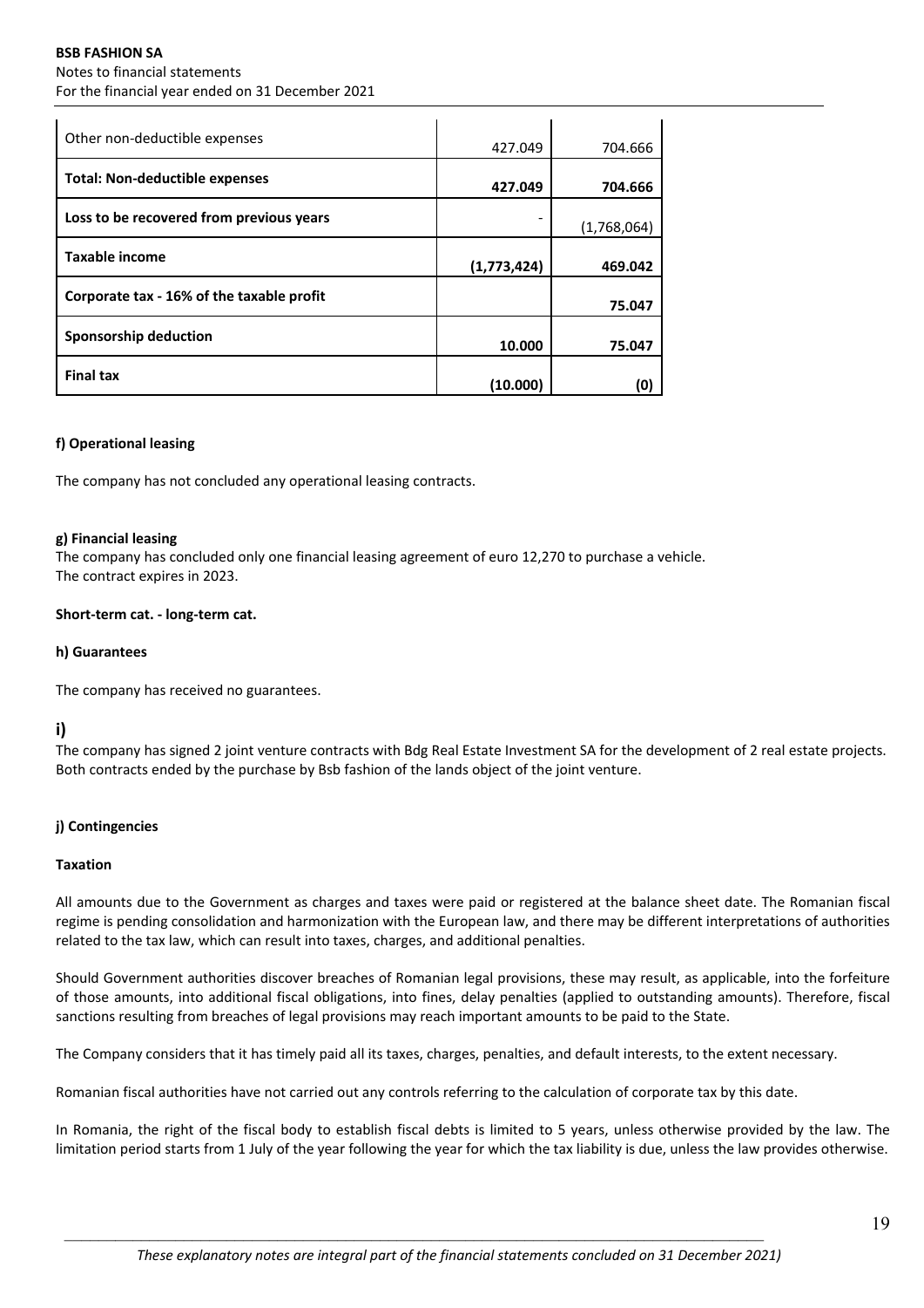| | | |
|---|---|---|
| Other non-deductible expenses | 427.049 | 704.666 |
| **Total: Non-deductible expenses** | **427.049** | **704.666** |
| **Loss to be recovered from previous years** | - | (1,768,064) |
| **Taxable income** | **(1,773,424)** | **469.042** |
| **Corporate tax - 16% of the taxable profit** | | **75.047** |
| **Sponsorship deduction** | **10.000** | **75.047** |
| **Final tax** | **(10.000)** | **(0)** |

**f) Operational leasing**

The company has not concluded any operational leasing contracts.

**g) Financial leasing**

The company has concluded only one financial leasing agreement of euro 12,270 to purchase a vehicle.
The contract expires in 2023.

**Short-term cat. - long-term cat.**

**h) Guarantees**

The company has received no guarantees.

**i)**

The company has signed 2 joint venture contracts with Bdg Real Estate Investment SA for the development of 2 real estate projects. Both contracts ended by the purchase by Bsb fashion of the lands object of the joint venture.

**j) Contingencies**

**Taxation**

All amounts due to the Government as charges and taxes were paid or registered at the balance sheet date. The Romanian fiscal regime is pending consolidation and harmonization with the European law, and there may be different interpretations of authorities related to the tax law, which can result into taxes, charges, and additional penalties.

Should Government authorities discover breaches of Romanian legal provisions, these may result, as applicable, into the forfeiture of those amounts, into additional fiscal obligations, into fines, delay penalties (applied to outstanding amounts). Therefore, fiscal sanctions resulting from breaches of legal provisions may reach important amounts to be paid to the State.

The Company considers that it has timely paid all its taxes, charges, penalties, and default interests, to the extent necessary.

Romanian fiscal authorities have not carried out any controls referring to the calculation of corporate tax by this date.

In Romania, the right of the fiscal body to establish fiscal debts is limited to 5 years, unless otherwise provided by the law. The limitation period starts from 1 July of the year following the year for which the tax liability is due, unless the law provides otherwise.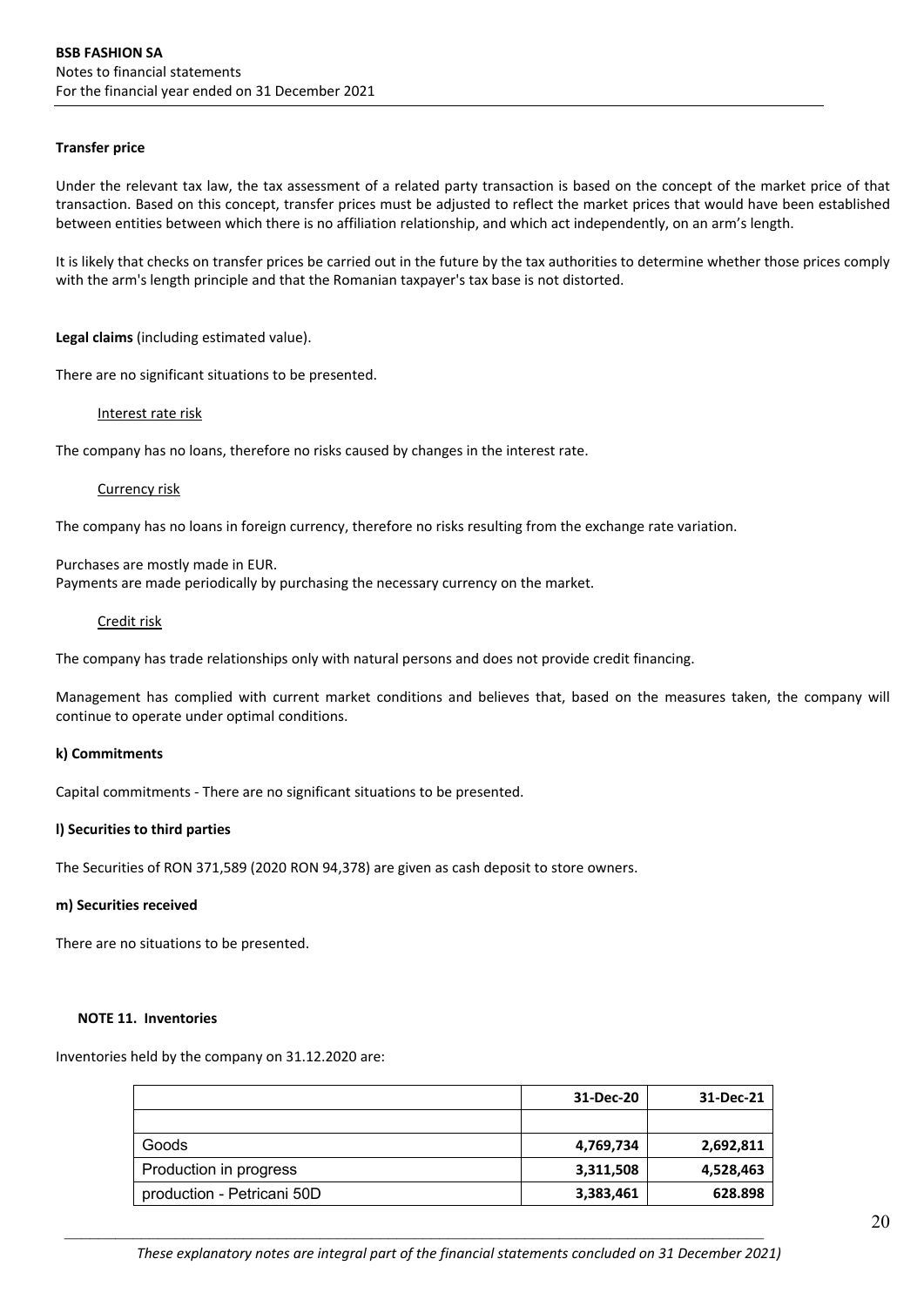**Transfer price**

Under the relevant tax law, the tax assessment of a related party transaction is based on the concept of the market price of that transaction. Based on this concept, transfer prices must be adjusted to reflect the market prices that would have been established between entities between which there is no affiliation relationship, and which act independently, on an arm's length.

It is likely that checks on transfer prices be carried out in the future by the tax authorities to determine whether those prices comply with the arm's length principle and that the Romanian taxpayer's tax base is not distorted.

**Legal claims** (including estimated value).

There are no significant situations to be presented.

Interest rate risk

The company has no loans, therefore no risks caused by changes in the interest rate.

Currency risk

The company has no loans in foreign currency, therefore no risks resulting from the exchange rate variation.

Purchases are mostly made in EUR.
Payments are made periodically by purchasing the necessary currency on the market.

Credit risk

The company has trade relationships only with natural persons and does not provide credit financing.

Management has complied with current market conditions and believes that, based on the measures taken, the company will continue to operate under optimal conditions.

**k) Commitments**

Capital commitments - There are no significant situations to be presented.

**l) Securities to third parties**

The Securities of RON 371,589 (2020 RON 94,378) are given as cash deposit to store owners.

**m) Securities received**

There are no situations to be presented.

**NOTE 11. Inventories**

Inventories held by the company on 31.12.2020 are:

| | 31-Dec-20 | 31-Dec-21 |
|---|---|---|
| | | |
| Goods | 4,769,734 | 2,692,811 |
| Production in progress | 3,311,508 | 4,528,463 |
| production - Petricani 50D | 3,383,461 | 628.898 |

*These explanatory notes are integral part of the financial statements concluded on 31 December 2021)*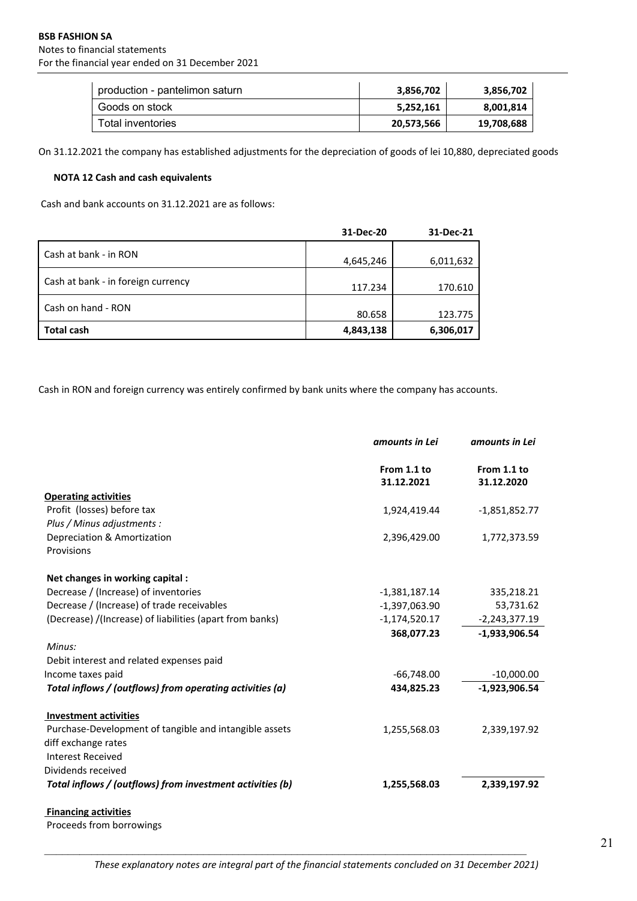| production - pantelimon saturn | 3,856,702 | 3,856,702 |
|---|---|---|
| Goods on stock | 5,252,161 | 8,001,814 |
| Total inventories | 20,573,566 | 19,708,688 |

On 31.12.2021 the company has established adjustments for the depreciation of goods of lei 10,880, depreciated goods

### NOTA 12 Cash and cash equivalents

Cash and bank accounts on 31.12.2021 are as follows:

| | 31-Dec-20 | 31-Dec-21 |
|---|---|---|
| Cash at bank - in RON | 4,645,246 | 6,011,632 |
| Cash at bank - in foreign currency | 117.234 | 170.610 |
| Cash on hand - RON | 80.658 | 123.775 |
| **Total cash** | **4,843,138** | **6,306,017** |

Cash in RON and foreign currency was entirely confirmed by bank units where the company has accounts.

| | *amounts in Lei* | *amounts in Lei* |
|---|---|---|
| | **From 1.1 to 31.12.2021** | **From 1.1 to 31.12.2020** |
| **Operating activities** | | |
| Profit (losses) before tax | 1,924,419.44 | -1,851,852.77 |
| *Plus / Minus adjustments :* | | |
| Depreciation & Amortization | 2,396,429.00 | 1,772,373.59 |
| Provisions | | |
| **Net changes in working capital :** | | |
| Decrease / (Increase) of inventories | -1,381,187.14 | 335,218.21 |
| Decrease / (Increase) of trade receivables | -1,397,063.90 | 53,731.62 |
| (Decrease) /(Increase) of liabilities (apart from banks) | -1,174,520.17 | -2,243,377.19 |
| | **368,077.23** | **-1,933,906.54** |
| *Minus:* | | |
| Debit interest and related expenses paid | | |
| Income taxes paid | -66,748.00 | -10,000.00 |
| ***Total inflows / (outflows) from operating activities (a)*** | **434,825.23** | **-1,923,906.54** |
| **Investment activities** | | |
| Purchase-Development of tangible and intangible assets | 1,255,568.03 | 2,339,197.92 |
| diff exchange rates | | |
| Interest Received | | |
| Dividends received | | |
| ***Total inflows / (outflows) from investment activities (b)*** | **1,255,568.03** | **2,339,197.92** |
| **Financing activities** | | |
| Proceeds from borrowings | | |

*These explanatory notes are integral part of the financial statements concluded on 31 December 2021)*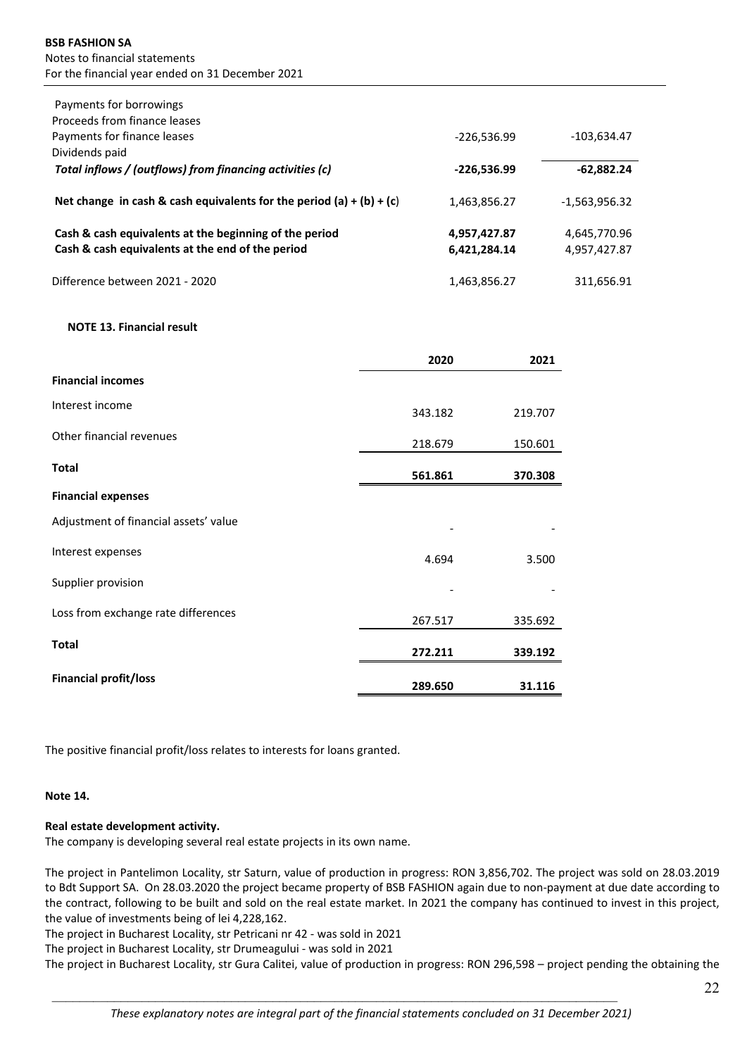| | | |
|---|---|---|
| Payments for borrowings | | |
| Proceeds from finance leases | | |
| Payments for finance leases | -226,536.99 | -103,634.47 |
| Dividends paid | | |
| ***Total inflows / (outflows) from financing activities (c)*** | **-226,536.99** | **-62,882.24** |
| **Net change in cash & cash equivalents for the period (a) + (b) + (c)** | 1,463,856.27 | -1,563,956.32 |
| **Cash & cash equivalents at the beginning of the period** | **4,957,427.87** | 4,645,770.96 |
| **Cash & cash equivalents at the end of the period** | **6,421,284.14** | 4,957,427.87 |
| Difference between 2021 - 2020 | 1,463,856.27 | 311,656.91 |

**NOTE 13. Financial result**

| | 2020 | 2021 |
|---|---|---|
| **Financial incomes** | | |
| Interest income | 343.182 | 219.707 |
| Other financial revenues | 218.679 | 150.601 |
| **Total** | **561.861** | **370.308** |
| **Financial expenses** | | |
| Adjustment of financial assets' value | - | - |
| Interest expenses | 4.694 | 3.500 |
| Supplier provision | - | - |
| Loss from exchange rate differences | 267.517 | 335.692 |
| **Total** | **272.211** | **339.192** |
| **Financial profit/loss** | **289.650** | **31.116** |

The positive financial profit/loss relates to interests for loans granted.

**Note 14.**

**Real estate development activity.**

The company is developing several real estate projects in its own name.

The project in Pantelimon Locality, str Saturn, value of production in progress: RON 3,856,702. The project was sold on 28.03.2019 to Bdt Support SA. On 28.03.2020 the project became property of BSB FASHION again due to non-payment at due date according to the contract, following to be built and sold on the real estate market. In 2021 the company has continued to invest in this project, the value of investments being of lei 4,228,162.

The project in Bucharest Locality, str Petricani nr 42 - was sold in 2021

The project in Bucharest Locality, str Drumeagului - was sold in 2021

The project in Bucharest Locality, str Gura Calitei, value of production in progress: RON 296,598 – project pending the obtaining the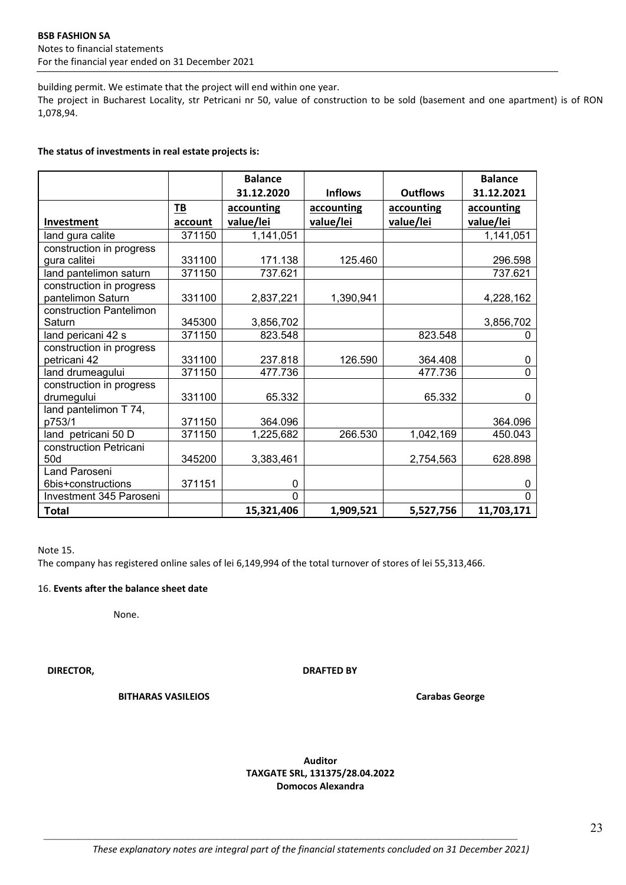building permit. We estimate that the project will end within one year.
The project in Bucharest Locality, str Petricani nr 50, value of construction to be sold (basement and one apartment) is of RON 1,078,94.

**The status of investments in real estate projects is:**

| | | Balance 31.12.2020 | Inflows | Outflows | Balance 31.12.2021 |
|---|---|---|---|---|---|
| Investment | TB account | accounting value/lei | accounting value/lei | accounting value/lei | accounting value/lei |
| land gura calite | 371150 | 1,141,051 | | | 1,141,051 |
| construction in progress gura calitei | 331100 | 171.138 | 125.460 | | 296.598 |
| land pantelimon saturn | 371150 | 737.621 | | | 737.621 |
| construction in progress pantelimon Saturn | 331100 | 2,837,221 | 1,390,941 | | 4,228,162 |
| construction Pantelimon Saturn | 345300 | 3,856,702 | | | 3,856,702 |
| land pericani 42 s | 371150 | 823.548 | | 823.548 | 0 |
| construction in progress petricani 42 | 331100 | 237.818 | 126.590 | 364.408 | 0 |
| land drumeagului | 371150 | 477.736 | | 477.736 | 0 |
| construction in progress drumegului | 331100 | 65.332 | | 65.332 | 0 |
| land pantelimon T 74, p753/1 | 371150 | 364.096 | | | 364.096 |
| land petricani 50 D | 371150 | 1,225,682 | 266.530 | 1,042,169 | 450.043 |
| construction Petricani 50d | 345200 | 3,383,461 | | 2,754,563 | 628.898 |
| Land Paroseni 6bis+constructions | 371151 | 0 | | | 0 |
| Investment 345 Paroseni | | 0 | | | 0 |
| **Total** | | **15,321,406** | **1,909,521** | **5,527,756** | **11,703,171** |

Note 15.
The company has registered online sales of lei 6,149,994 of the total turnover of stores of lei 55,313,466.

16. **Events after the balance sheet date**

None.

**DIRECTOR,** **DRAFTED BY**

**BITHARAS VASILEIOS** **Carabas George**

**Auditor**
**TAXGATE SRL, 131375/28.04.2022**
**Domocos Alexandra**